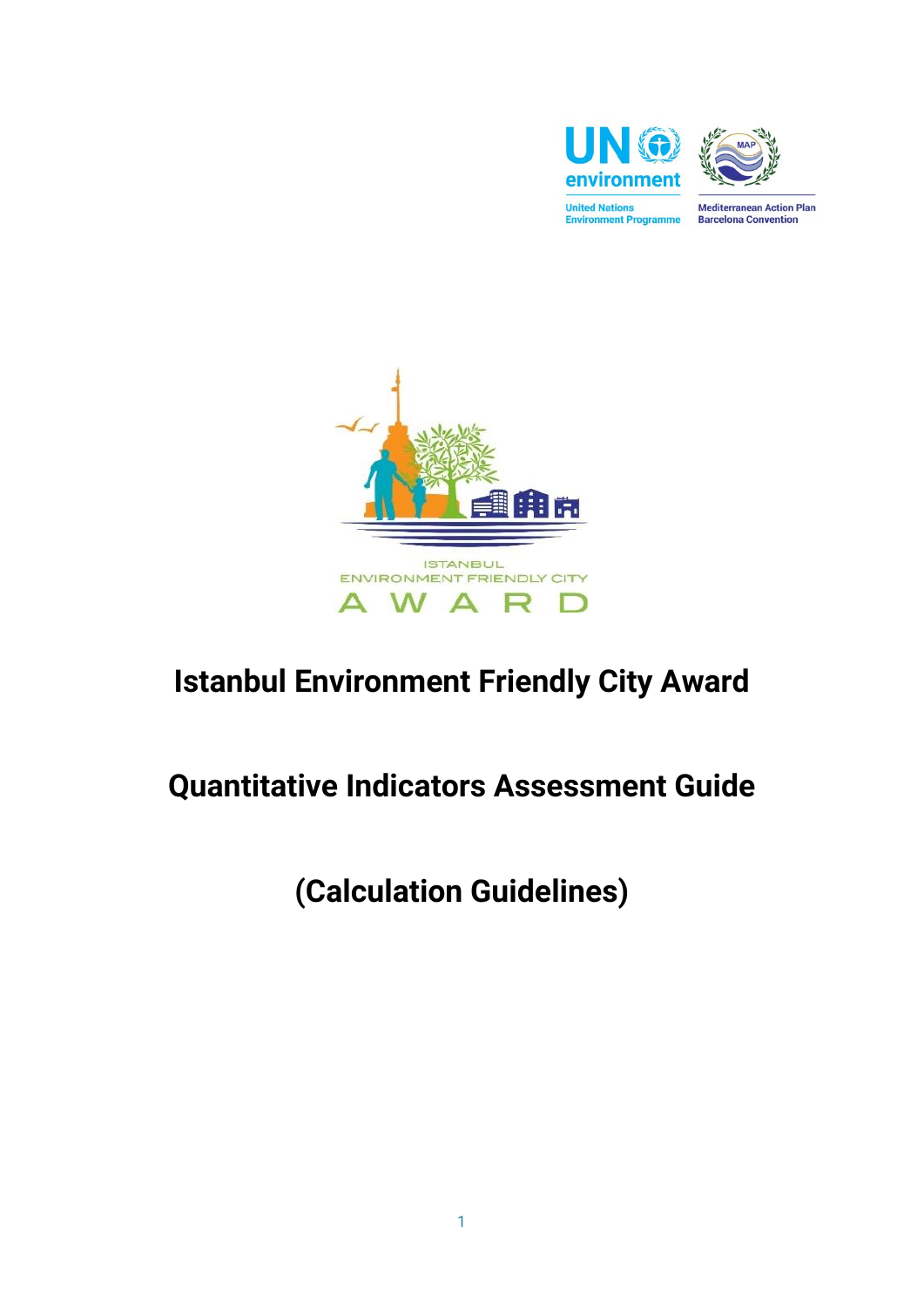# Istanbul Environment Friendly City Award

# Quantitative Indicators Assessment Guide

# (Calculation Guidelines)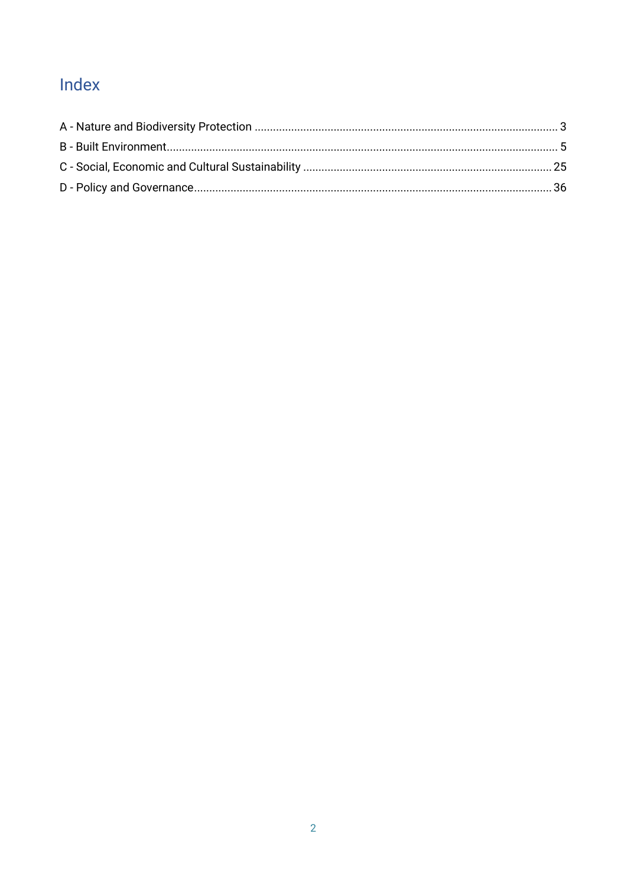# Index

A - Nature and Biodiversity Protection ........................................................................................ 3
B - Built Environment........................................................................................................................ 5
C - Social, Economic and Cultural Sustainability ............................................................................ 25
D - Policy and Governance.............................................................................................................. 36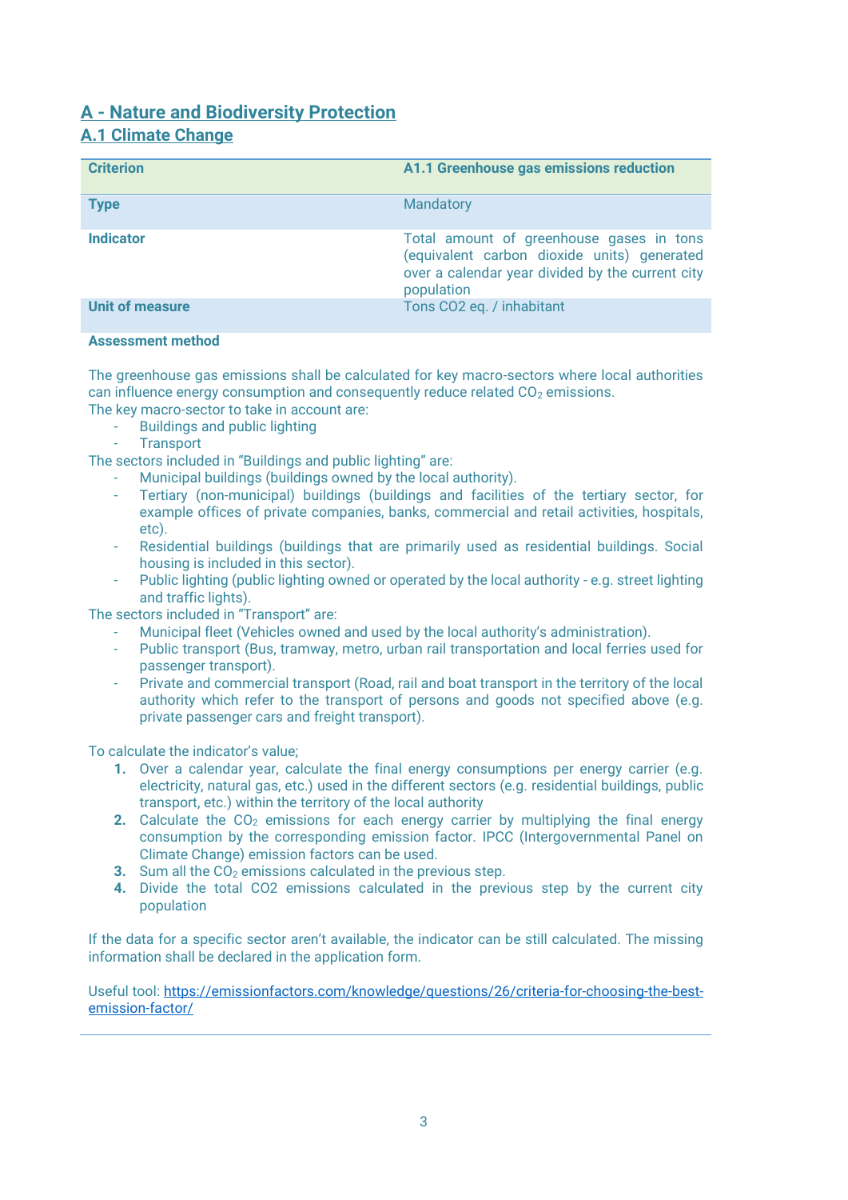# A - Nature and Biodiversity Protection

## A.1 Climate Change

| Criterion | A1.1 Greenhouse gas emissions reduction |
|---|---|
| **Type** | Mandatory |
| **Indicator** | Total amount of greenhouse gases in tons (equivalent carbon dioxide units) generated over a calendar year divided by the current city population |
| **Unit of measure** | Tons CO2 eq. / inhabitant |

**Assessment method**

The greenhouse gas emissions shall be calculated for key macro-sectors where local authorities can influence energy consumption and consequently reduce related $CO_2$ emissions.
The key macro-sector to take in account are:

- Buildings and public lighting
- Transport

The sectors included in "Buildings and public lighting" are:

- Municipal buildings (buildings owned by the local authority).
- Tertiary (non-municipal) buildings (buildings and facilities of the tertiary sector, for example offices of private companies, banks, commercial and retail activities, hospitals, etc).
- Residential buildings (buildings that are primarily used as residential buildings. Social housing is included in this sector).
- Public lighting (public lighting owned or operated by the local authority - e.g. street lighting and traffic lights).

The sectors included in "Transport" are:

- Municipal fleet (Vehicles owned and used by the local authority's administration).
- Public transport (Bus, tramway, metro, urban rail transportation and local ferries used for passenger transport).
- Private and commercial transport (Road, rail and boat transport in the territory of the local authority which refer to the transport of persons and goods not specified above (e.g. private passenger cars and freight transport).

To calculate the indicator's value;

1. Over a calendar year, calculate the final energy consumptions per energy carrier (e.g. electricity, natural gas, etc.) used in the different sectors (e.g. residential buildings, public transport, etc.) within the territory of the local authority
2. Calculate the $CO_2$ emissions for each energy carrier by multiplying the final energy consumption by the corresponding emission factor. IPCC (Intergovernmental Panel on Climate Change) emission factors can be used.
3. Sum all the $CO_2$ emissions calculated in the previous step.
4. Divide the total CO2 emissions calculated in the previous step by the current city population

If the data for a specific sector aren't available, the indicator can be still calculated. The missing information shall be declared in the application form.

Useful tool: https://emissionfactors.com/knowledge/questions/26/criteria-for-choosing-the-best-emission-factor/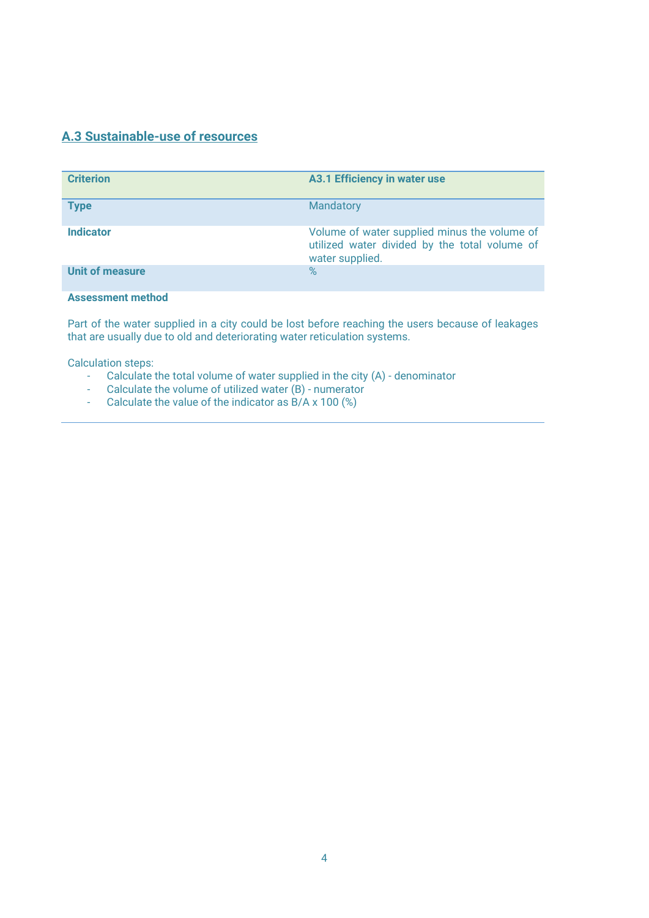## A.3 Sustainable-use of resources

| **Criterion** | **A3.1 Efficiency in water use** |
| --- | --- |
| **Type** | Mandatory |
| **Indicator** | Volume of water supplied minus the volume of utilized water divided by the total volume of water supplied. |
| **Unit of measure** | % |

**Assessment method**

Part of the water supplied in a city could be lost before reaching the users because of leakages that are usually due to old and deteriorating water reticulation systems.

Calculation steps:

- Calculate the total volume of water supplied in the city (A) - denominator
- Calculate the volume of utilized water (B) - numerator
- Calculate the value of the indicator as B/A x 100 (%)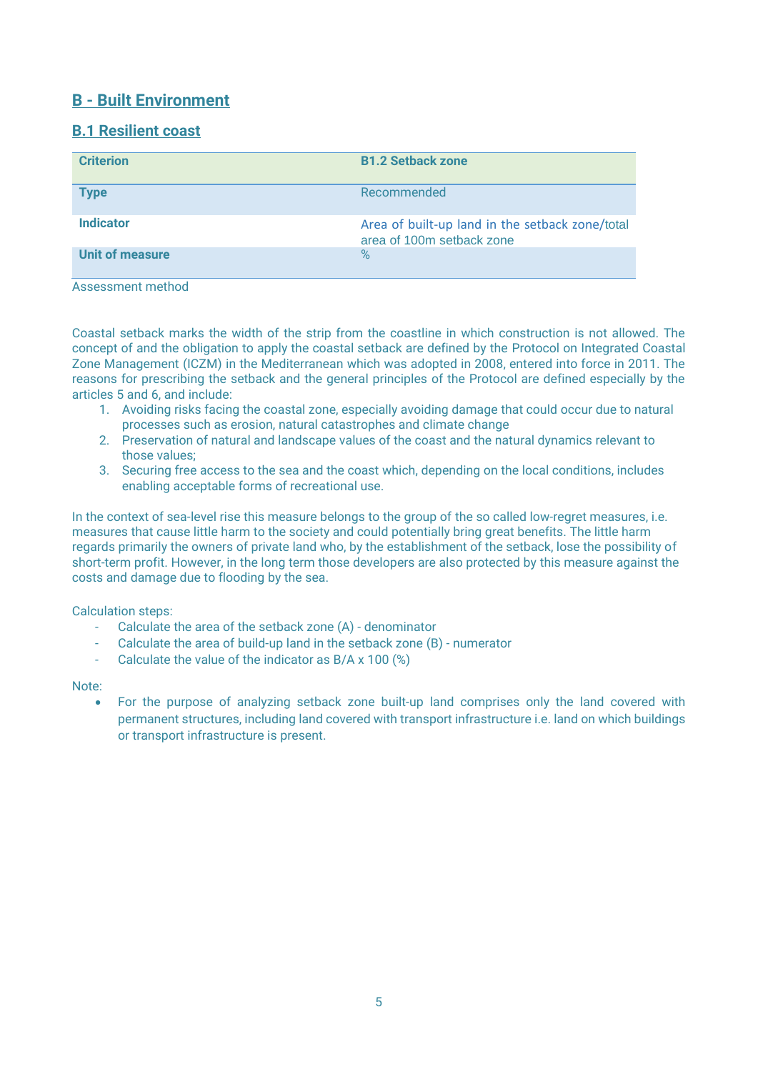## B - Built Environment

### B.1 Resilient coast

| Criterion | B1.2 Setback zone |
|---|---|
| Type | Recommended |
| Indicator | Area of built-up land in the setback zone/total area of 100m setback zone |
| Unit of measure | % |

Assessment method

Coastal setback marks the width of the strip from the coastline in which construction is not allowed. The concept of and the obligation to apply the coastal setback are defined by the Protocol on Integrated Coastal Zone Management (ICZM) in the Mediterranean which was adopted in 2008, entered into force in 2011. The reasons for prescribing the setback and the general principles of the Protocol are defined especially by the articles 5 and 6, and include:

1. Avoiding risks facing the coastal zone, especially avoiding damage that could occur due to natural processes such as erosion, natural catastrophes and climate change
2. Preservation of natural and landscape values of the coast and the natural dynamics relevant to those values;
3. Securing free access to the sea and the coast which, depending on the local conditions, includes enabling acceptable forms of recreational use.

In the context of sea-level rise this measure belongs to the group of the so called low-regret measures, i.e. measures that cause little harm to the society and could potentially bring great benefits. The little harm regards primarily the owners of private land who, by the establishment of the setback, lose the possibility of short-term profit. However, in the long term those developers are also protected by this measure against the costs and damage due to flooding by the sea.

Calculation steps:

- Calculate the area of the setback zone (A) - denominator
- Calculate the area of build-up land in the setback zone (B) - numerator
- Calculate the value of the indicator as B/A x 100 (%)

Note:

- For the purpose of analyzing setback zone built-up land comprises only the land covered with permanent structures, including land covered with transport infrastructure i.e. land on which buildings or transport infrastructure is present.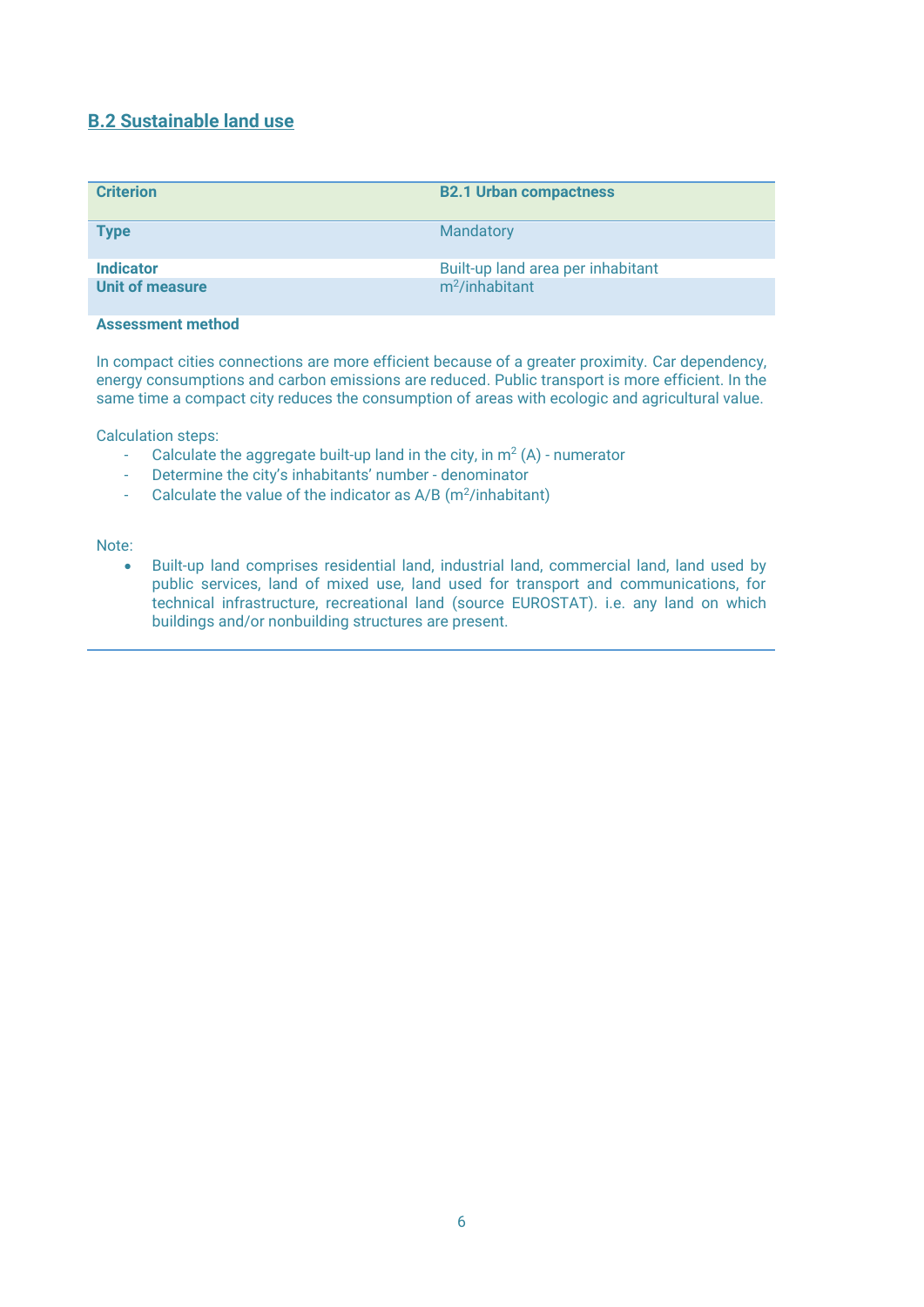## B.2 Sustainable land use

| Criterion | B2.1 Urban compactness |
|---|---|
| **Type** | Mandatory |
| **Indicator** | Built-up land area per inhabitant |
| **Unit of measure** | $m^2$/inhabitant |

**Assessment method**

In compact cities connections are more efficient because of a greater proximity. Car dependency, energy consumptions and carbon emissions are reduced. Public transport is more efficient. In the same time a compact city reduces the consumption of areas with ecologic and agricultural value.

Calculation steps:

- Calculate the aggregate built-up land in the city, in $m^2$ (A) - numerator
- Determine the city's inhabitants' number - denominator
- Calculate the value of the indicator as A/B ($m^2$/inhabitant)

Note:

- Built-up land comprises residential land, industrial land, commercial land, land used by public services, land of mixed use, land used for transport and communications, for technical infrastructure, recreational land (source EUROSTAT). i.e. any land on which buildings and/or nonbuilding structures are present.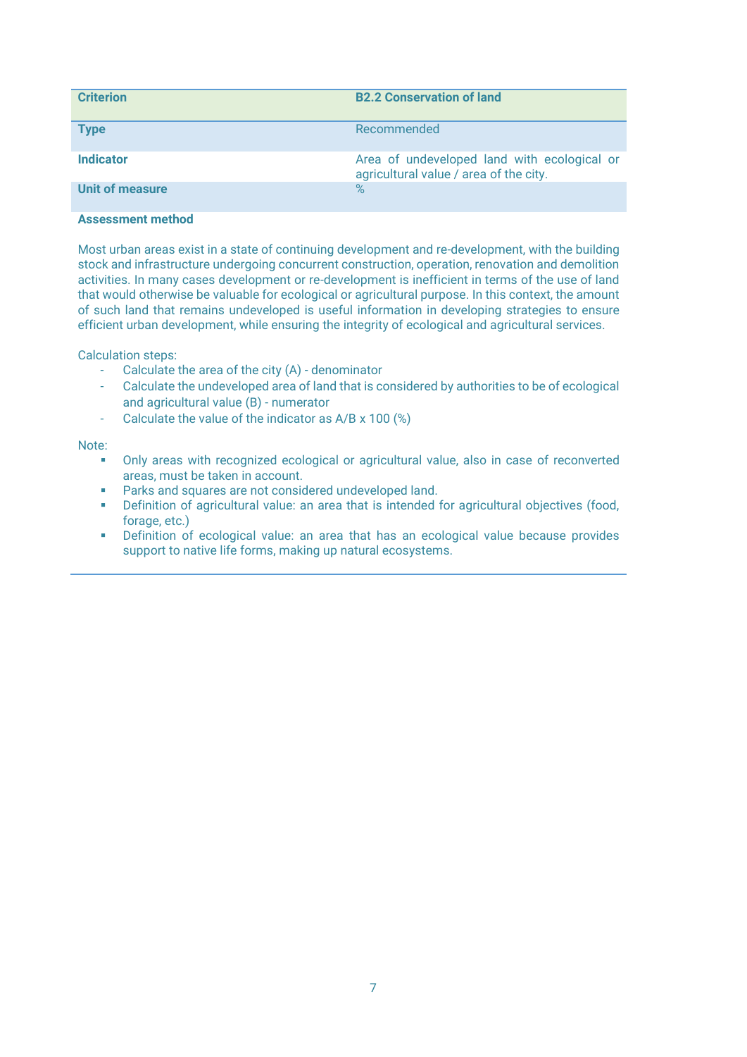| Criterion | B2.2 Conservation of land |
|---|---|
| Type | Recommended |
| Indicator | Area of undeveloped land with ecological or agricultural value / area of the city. |
| Unit of measure | % |

**Assessment method**

Most urban areas exist in a state of continuing development and re-development, with the building stock and infrastructure undergoing concurrent construction, operation, renovation and demolition activities. In many cases development or re-development is inefficient in terms of the use of land that would otherwise be valuable for ecological or agricultural purpose. In this context, the amount of such land that remains undeveloped is useful information in developing strategies to ensure efficient urban development, while ensuring the integrity of ecological and agricultural services.

Calculation steps:

- Calculate the area of the city (A) - denominator
- Calculate the undeveloped area of land that is considered by authorities to be of ecological and agricultural value (B) - numerator
- Calculate the value of the indicator as A/B x 100 (%)

Note:

- Only areas with recognized ecological or agricultural value, also in case of reconverted areas, must be taken in account.
- Parks and squares are not considered undeveloped land.
- Definition of agricultural value: an area that is intended for agricultural objectives (food, forage, etc.)
- Definition of ecological value: an area that has an ecological value because provides support to native life forms, making up natural ecosystems.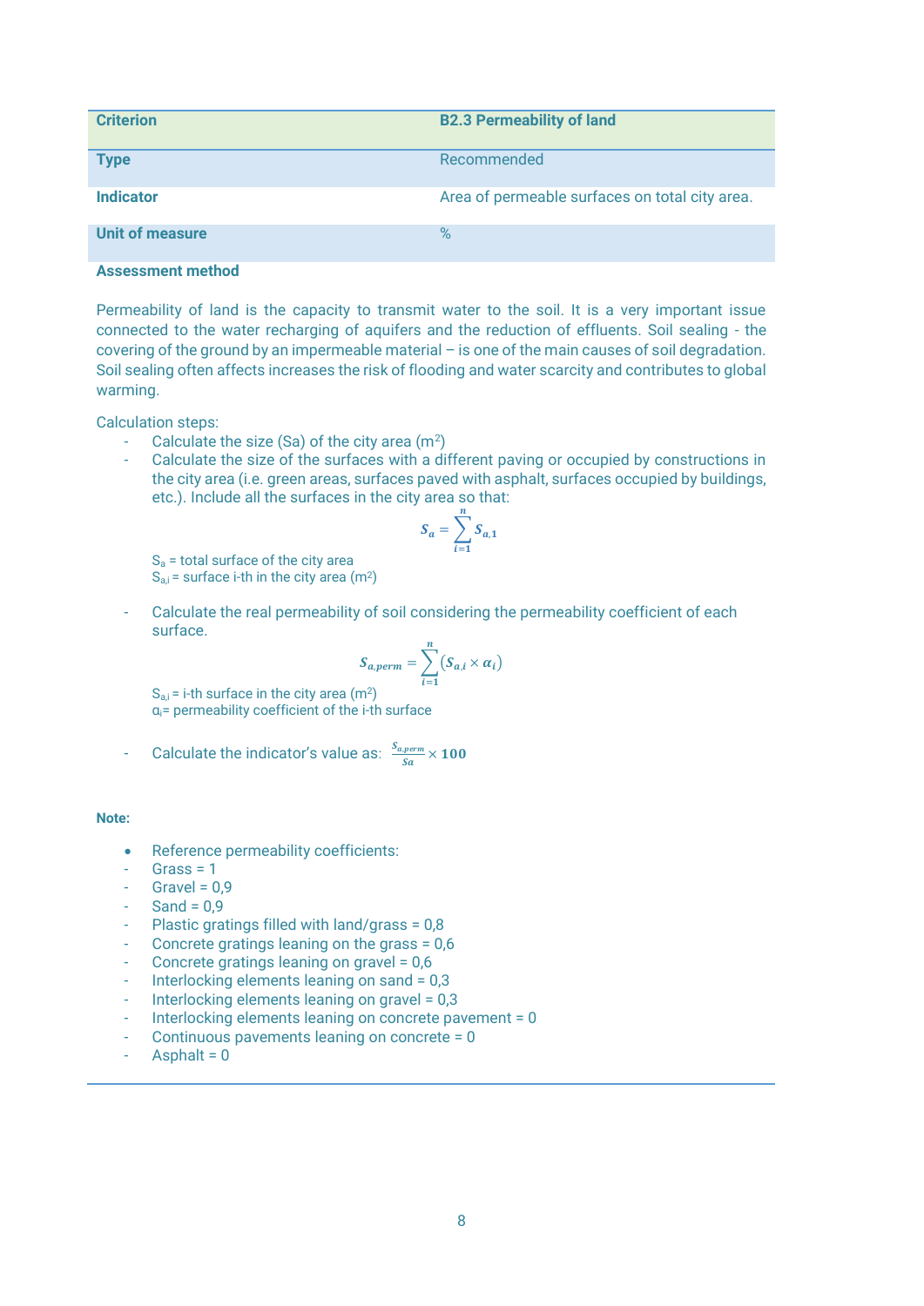| Criterion | B2.3 Permeability of land |
| --- | --- |
| Type | Recommended |
| Indicator | Area of permeable surfaces on total city area. |
| Unit of measure | % |

**Assessment method**

Permeability of land is the capacity to transmit water to the soil. It is a very important issue connected to the water recharging of aquifers and the reduction of effluents. Soil sealing - the covering of the ground by an impermeable material – is one of the main causes of soil degradation. Soil sealing often affects increases the risk of flooding and water scarcity and contributes to global warming.

Calculation steps:

- Calculate the size (Sa) of the city area (m²)
- Calculate the size of the surfaces with a different paving or occupied by constructions in the city area (i.e. green areas, surfaces paved with asphalt, surfaces occupied by buildings, etc.). Include all the surfaces in the city area so that:

$$S_a = \sum_{i=1}^{n} S_{a,1}$$

$S_a$ = total surface of the city area
$S_{a,i}$ = surface i-th in the city area (m²)

- Calculate the real permeability of soil considering the permeability coefficient of each surface.

$$S_{a,perm} = \sum_{i=1}^{n} (S_{a,i} \times \alpha_i)$$

$S_{a,i}$ = i-th surface in the city area (m²)
$\alpha_i$= permeability coefficient of the i-th surface

- Calculate the indicator's value as: $\frac{S_{a,perm}}{Sa} \times 100$

**Note:**

- Reference permeability coefficients:
- Grass = 1
- Gravel = 0,9
- Sand = 0,9
- Plastic gratings filled with land/grass = 0,8
- Concrete gratings leaning on the grass = 0,6
- Concrete gratings leaning on gravel = 0,6
- Interlocking elements leaning on sand = 0,3
- Interlocking elements leaning on gravel = 0,3
- Interlocking elements leaning on concrete pavement = 0
- Continuous pavements leaning on concrete = 0
- Asphalt = 0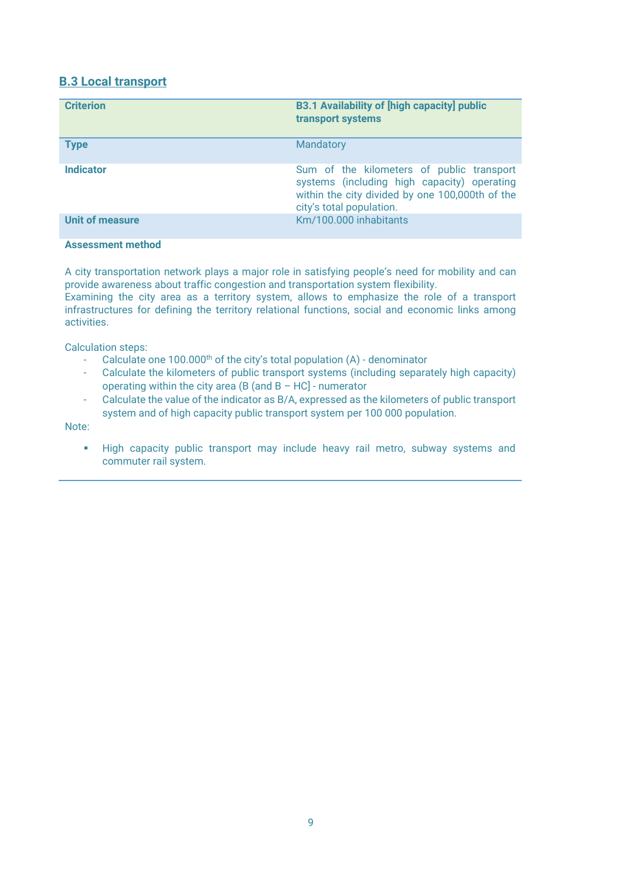## B.3 Local transport

| Criterion | B3.1 Availability of [high capacity] public transport systems |
|---|---|
| **Type** | Mandatory |
| **Indicator** | Sum of the kilometers of public transport systems (including high capacity) operating within the city divided by one 100,000th of the city's total population. |
| **Unit of measure** | Km/100.000 inhabitants |

**Assessment method**

A city transportation network plays a major role in satisfying people's need for mobility and can provide awareness about traffic congestion and transportation system flexibility.
Examining the city area as a territory system, allows to emphasize the role of a transport infrastructures for defining the territory relational functions, social and economic links among activities.

Calculation steps:

- Calculate one 100.000th of the city's total population (A) - denominator
- Calculate the kilometers of public transport systems (including separately high capacity) operating within the city area (B (and B – HC] - numerator
- Calculate the value of the indicator as B/A, expressed as the kilometers of public transport system and of high capacity public transport system per 100 000 population.

Note:

- High capacity public transport may include heavy rail metro, subway systems and commuter rail system.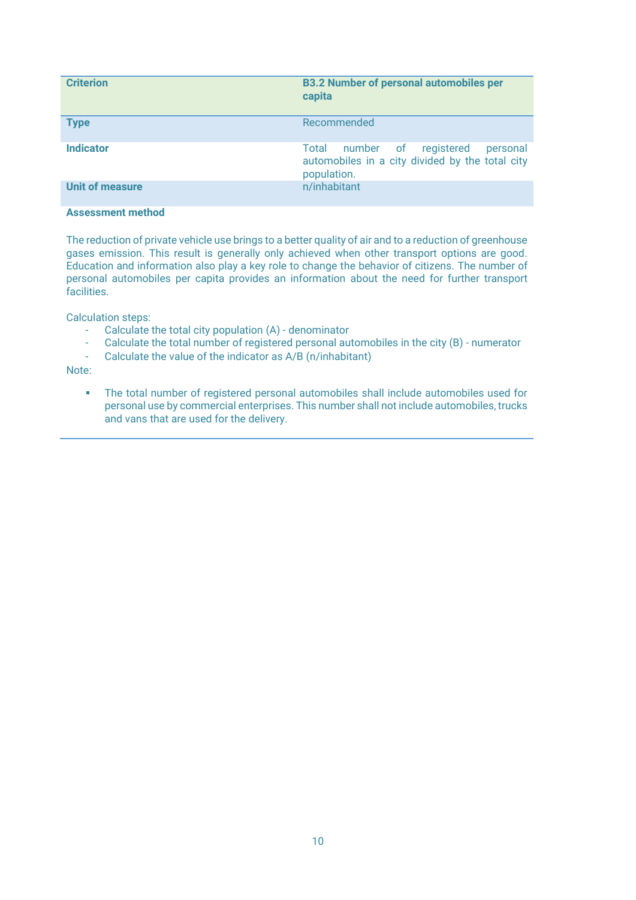| Criterion | B3.2 Number of personal automobiles per capita |
|---|---|
| Type | Recommended |
| Indicator | Total number of registered personal automobiles in a city divided by the total city population. |
| Unit of measure | n/inhabitant |

**Assessment method**

The reduction of private vehicle use brings to a better quality of air and to a reduction of greenhouse gases emission. This result is generally only achieved when other transport options are good. Education and information also play a key role to change the behavior of citizens. The number of personal automobiles per capita provides an information about the need for further transport facilities.

Calculation steps:

- Calculate the total city population (A) - denominator
- Calculate the total number of registered personal automobiles in the city (B) - numerator
- Calculate the value of the indicator as A/B (n/inhabitant)

Note:

- The total number of registered personal automobiles shall include automobiles used for personal use by commercial enterprises. This number shall not include automobiles, trucks and vans that are used for the delivery.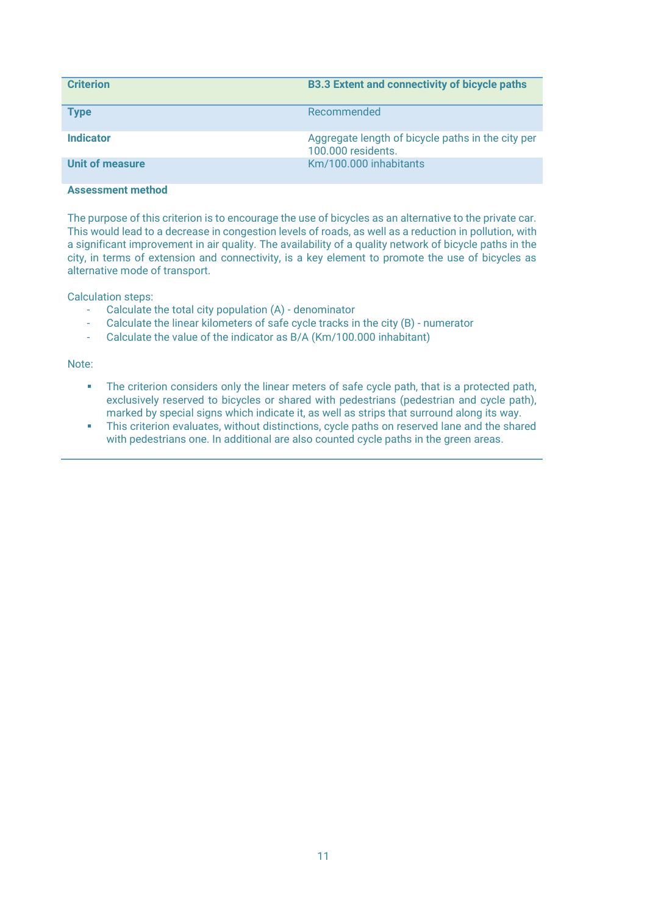| Criterion | B3.3 Extent and connectivity of bicycle paths |
|---|---|
| Type | Recommended |
| Indicator | Aggregate length of bicycle paths in the city per 100.000 residents. |
| Unit of measure | Km/100.000 inhabitants |

**Assessment method**

The purpose of this criterion is to encourage the use of bicycles as an alternative to the private car. This would lead to a decrease in congestion levels of roads, as well as a reduction in pollution, with a significant improvement in air quality. The availability of a quality network of bicycle paths in the city, in terms of extension and connectivity, is a key element to promote the use of bicycles as alternative mode of transport.

Calculation steps:

- Calculate the total city population (A) - denominator
- Calculate the linear kilometers of safe cycle tracks in the city (B) - numerator
- Calculate the value of the indicator as B/A (Km/100.000 inhabitant)

Note:

- The criterion considers only the linear meters of safe cycle path, that is a protected path, exclusively reserved to bicycles or shared with pedestrians (pedestrian and cycle path), marked by special signs which indicate it, as well as strips that surround along its way.
- This criterion evaluates, without distinctions, cycle paths on reserved lane and the shared with pedestrians one. In additional are also counted cycle paths in the green areas.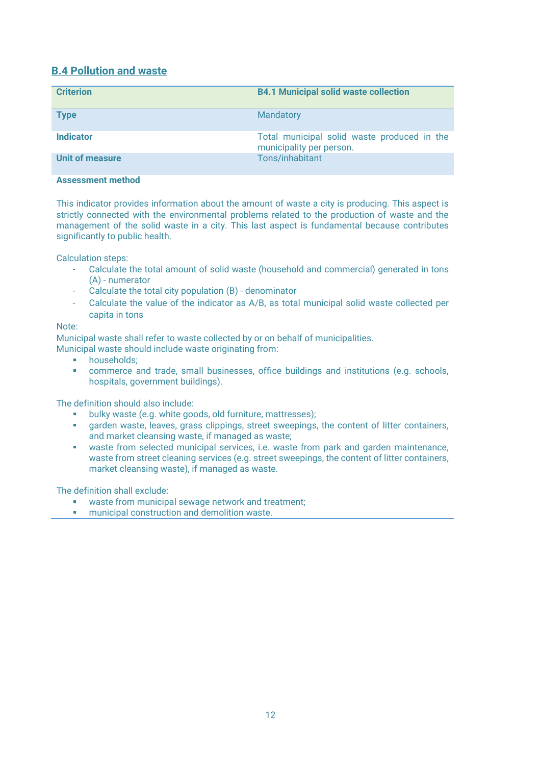## B.4 Pollution and waste

| Criterion | B4.1 Municipal solid waste collection |
|---|---|
| Type | Mandatory |
| Indicator | Total municipal solid waste produced in the municipality per person. |
| Unit of measure | Tons/inhabitant |

**Assessment method**

This indicator provides information about the amount of waste a city is producing. This aspect is strictly connected with the environmental problems related to the production of waste and the management of the solid waste in a city. This last aspect is fundamental because contributes significantly to public health.

Calculation steps:

- Calculate the total amount of solid waste (household and commercial) generated in tons (A) - numerator
- Calculate the total city population (B) - denominator
- Calculate the value of the indicator as A/B, as total municipal solid waste collected per capita in tons

Note:
Municipal waste shall refer to waste collected by or on behalf of municipalities.
Municipal waste should include waste originating from:

- households;
- commerce and trade, small businesses, office buildings and institutions (e.g. schools, hospitals, government buildings).

The definition should also include:

- bulky waste (e.g. white goods, old furniture, mattresses);
- garden waste, leaves, grass clippings, street sweepings, the content of litter containers, and market cleansing waste, if managed as waste;
- waste from selected municipal services, i.e. waste from park and garden maintenance, waste from street cleaning services (e.g. street sweepings, the content of litter containers, market cleansing waste), if managed as waste.

The definition shall exclude:

- waste from municipal sewage network and treatment;
- municipal construction and demolition waste.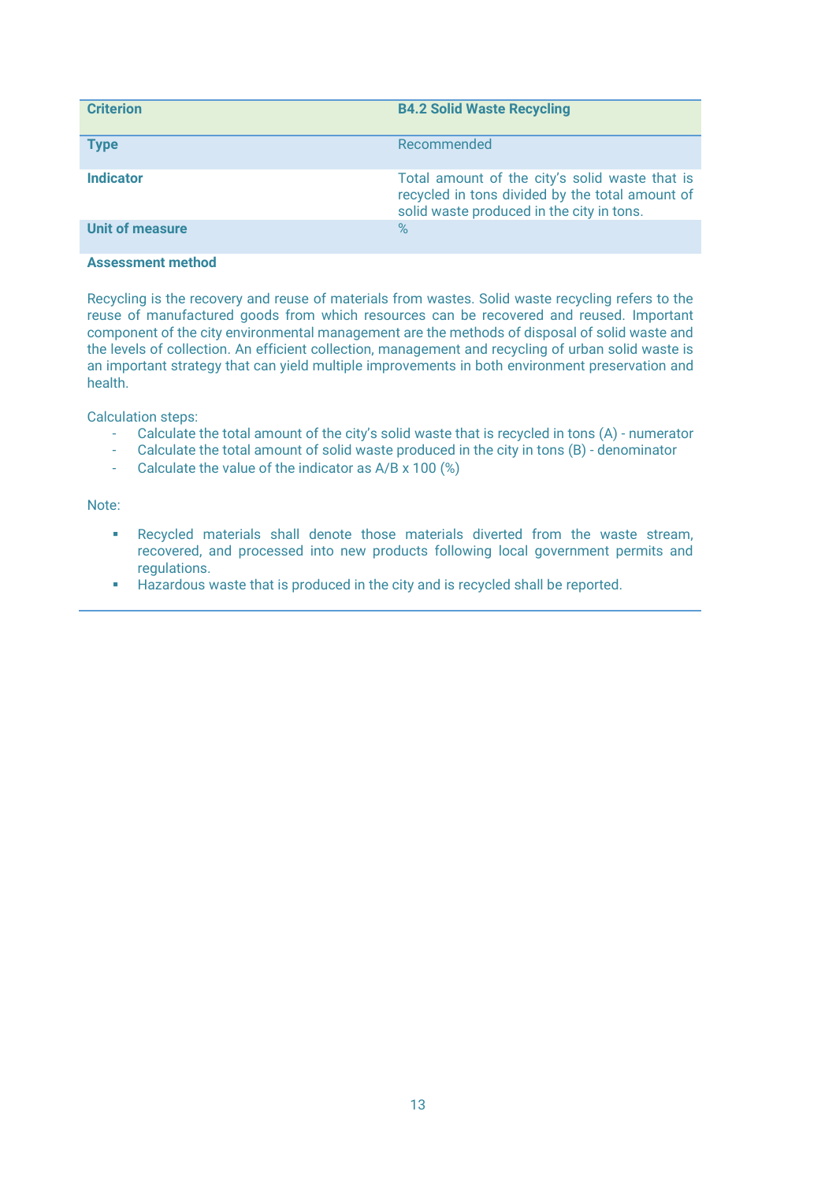| **Criterion** | **B4.2 Solid Waste Recycling** |
|---|---|
| **Type** | Recommended |
| **Indicator** | Total amount of the city's solid waste that is recycled in tons divided by the total amount of solid waste produced in the city in tons. |
| **Unit of measure** | % |

**Assessment method**

Recycling is the recovery and reuse of materials from wastes. Solid waste recycling refers to the reuse of manufactured goods from which resources can be recovered and reused. Important component of the city environmental management are the methods of disposal of solid waste and the levels of collection. An efficient collection, management and recycling of urban solid waste is an important strategy that can yield multiple improvements in both environment preservation and health.

Calculation steps:

- Calculate the total amount of the city's solid waste that is recycled in tons (A) - numerator
- Calculate the total amount of solid waste produced in the city in tons (B) - denominator
- Calculate the value of the indicator as A/B x 100 (%)

Note:

- Recycled materials shall denote those materials diverted from the waste stream, recovered, and processed into new products following local government permits and regulations.
- Hazardous waste that is produced in the city and is recycled shall be reported.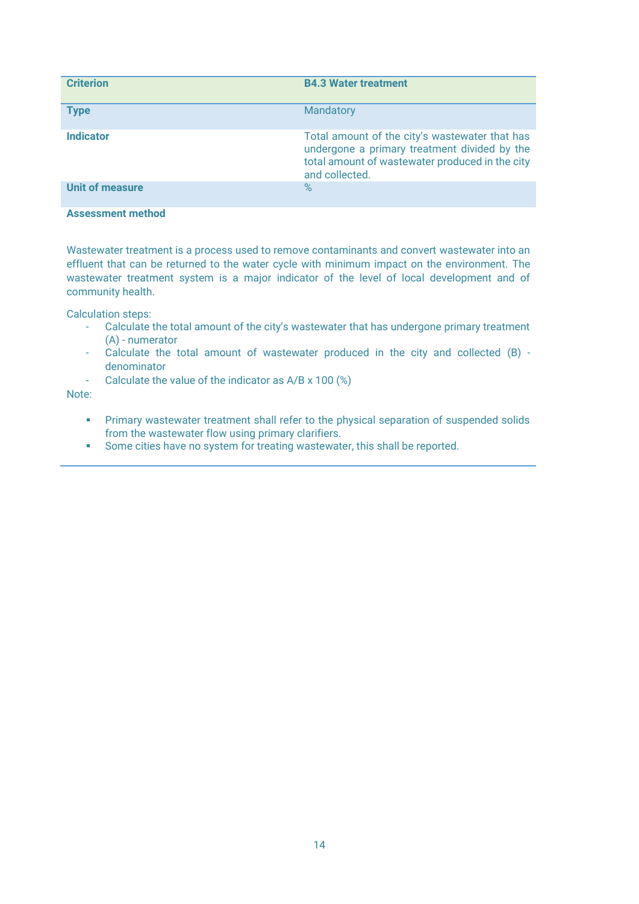| **Criterion** | **B4.3 Water treatment** |
|---|---|
| **Type** | Mandatory |
| **Indicator** | Total amount of the city's wastewater that has undergone a primary treatment divided by the total amount of wastewater produced in the city and collected. |
| **Unit of measure** | % |

**Assessment method**

Wastewater treatment is a process used to remove contaminants and convert wastewater into an effluent that can be returned to the water cycle with minimum impact on the environment. The wastewater treatment system is a major indicator of the level of local development and of community health.

Calculation steps:

- Calculate the total amount of the city's wastewater that has undergone primary treatment (A) - numerator
- Calculate the total amount of wastewater produced in the city and collected (B) - denominator
- Calculate the value of the indicator as A/B x 100 (%)

Note:

- Primary wastewater treatment shall refer to the physical separation of suspended solids from the wastewater flow using primary clarifiers.
- Some cities have no system for treating wastewater, this shall be reported.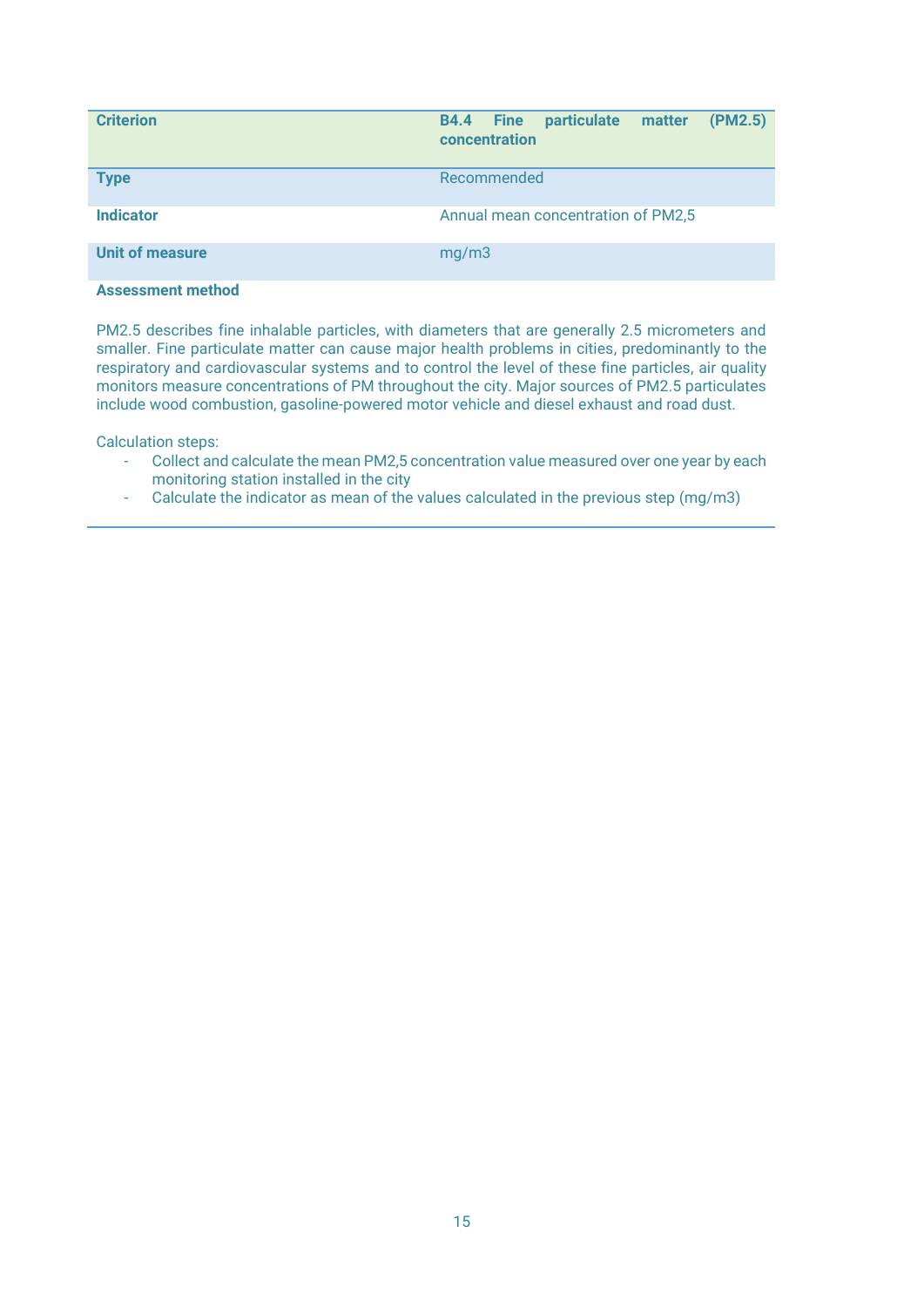| Criterion | B4.4 Fine particulate matter (PM2.5) concentration |
|---|---|
| Type | Recommended |
| Indicator | Annual mean concentration of PM2,5 |
| Unit of measure | mg/m3 |

**Assessment method**

PM2.5 describes fine inhalable particles, with diameters that are generally 2.5 micrometers and smaller. Fine particulate matter can cause major health problems in cities, predominantly to the respiratory and cardiovascular systems and to control the level of these fine particles, air quality monitors measure concentrations of PM throughout the city. Major sources of PM2.5 particulates include wood combustion, gasoline-powered motor vehicle and diesel exhaust and road dust.

Calculation steps:

- Collect and calculate the mean PM2,5 concentration value measured over one year by each monitoring station installed in the city
- Calculate the indicator as mean of the values calculated in the previous step (mg/m3)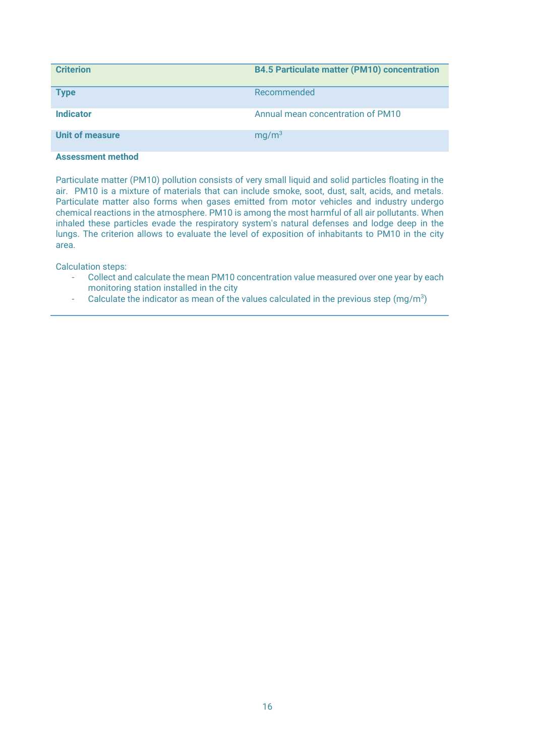| Criterion | B4.5 Particulate matter (PM10) concentration |
|---|---|
| Type | Recommended |
| Indicator | Annual mean concentration of PM10 |
| Unit of measure | $mg/m^3$ |

**Assessment method**

Particulate matter (PM10) pollution consists of very small liquid and solid particles floating in the air. PM10 is a mixture of materials that can include smoke, soot, dust, salt, acids, and metals. Particulate matter also forms when gases emitted from motor vehicles and industry undergo chemical reactions in the atmosphere. PM10 is among the most harmful of all air pollutants. When inhaled these particles evade the respiratory system's natural defenses and lodge deep in the lungs. The criterion allows to evaluate the level of exposition of inhabitants to PM10 in the city area.

Calculation steps:

- Collect and calculate the mean PM10 concentration value measured over one year by each monitoring station installed in the city
- Calculate the indicator as mean of the values calculated in the previous step ($mg/m^3$)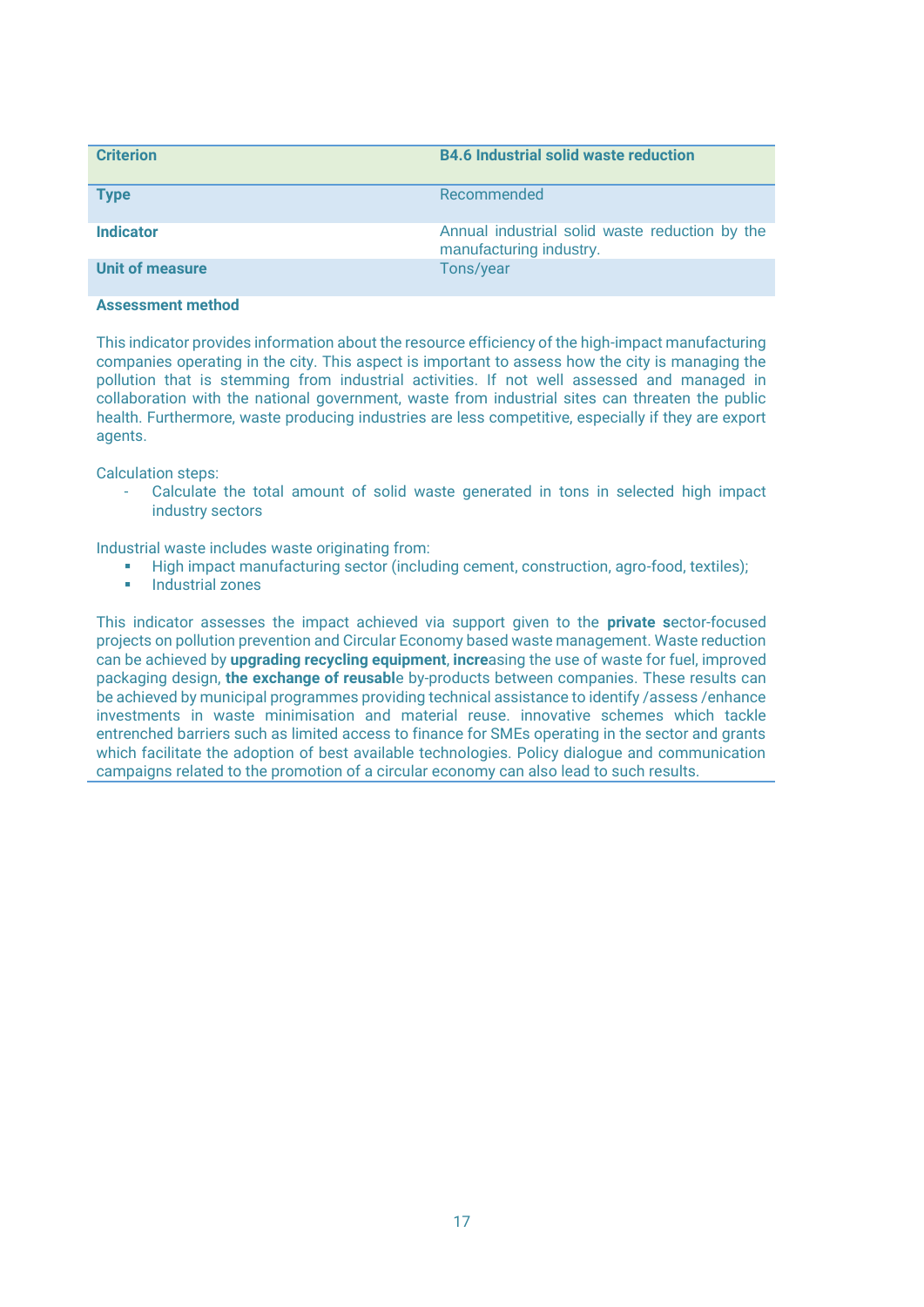| **Criterion** | **B4.6 Industrial solid waste reduction** |
| --- | --- |
| **Type** | Recommended |
| **Indicator** | Annual industrial solid waste reduction by the manufacturing industry. |
| **Unit of measure** | Tons/year |

**Assessment method**

This indicator provides information about the resource efficiency of the high-impact manufacturing companies operating in the city. This aspect is important to assess how the city is managing the pollution that is stemming from industrial activities. If not well assessed and managed in collaboration with the national government, waste from industrial sites can threaten the public health. Furthermore, waste producing industries are less competitive, especially if they are export agents.

Calculation steps:

- Calculate the total amount of solid waste generated in tons in selected high impact industry sectors

Industrial waste includes waste originating from:

- High impact manufacturing sector (including cement, construction, agro-food, textiles);
- Industrial zones

This indicator assesses the impact achieved via support given to the **private s**ector-focused projects on pollution prevention and Circular Economy based waste management. Waste reduction can be achieved by **upgrading recycling equipment**, **incre**asing the use of waste for fuel, improved packaging design, **the exchange of reusabl**e by-products between companies. These results can be achieved by municipal programmes providing technical assistance to identify /assess /enhance investments in waste minimisation and material reuse. innovative schemes which tackle entrenched barriers such as limited access to finance for SMEs operating in the sector and grants which facilitate the adoption of best available technologies. Policy dialogue and communication campaigns related to the promotion of a circular economy can also lead to such results.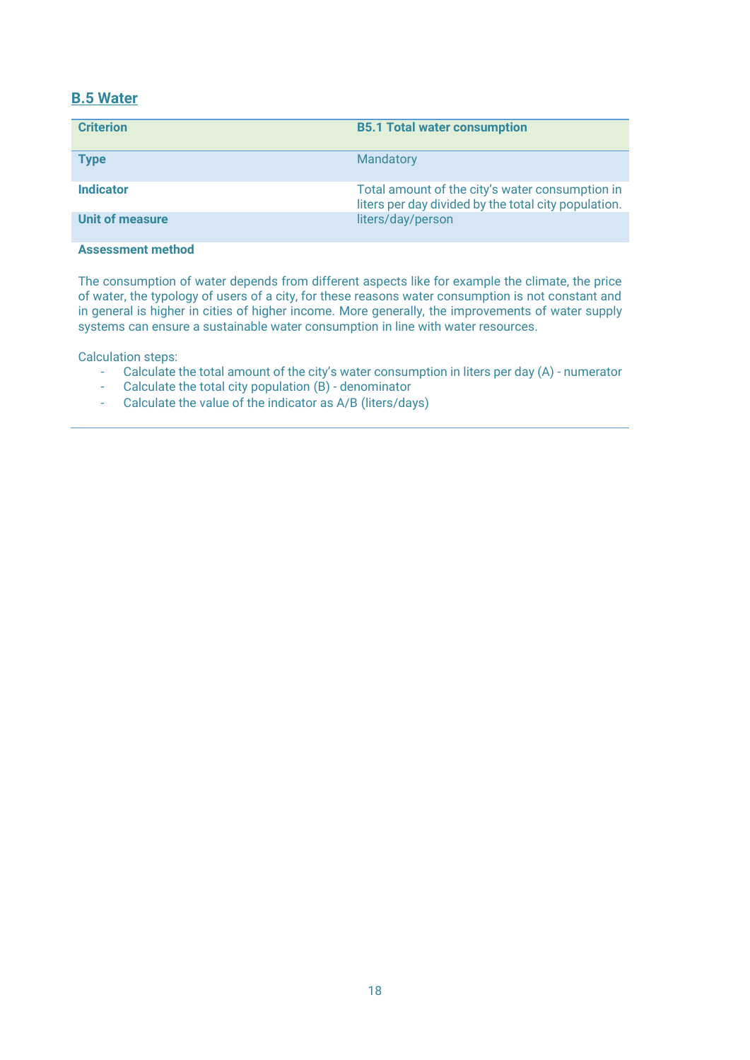## B.5 Water

| Criterion | B5.1 Total water consumption |
|---|---|
| Type | Mandatory |
| Indicator | Total amount of the city's water consumption in liters per day divided by the total city population. |
| Unit of measure | liters/day/person |

**Assessment method**

The consumption of water depends from different aspects like for example the climate, the price of water, the typology of users of a city, for these reasons water consumption is not constant and in general is higher in cities of higher income. More generally, the improvements of water supply systems can ensure a sustainable water consumption in line with water resources.

Calculation steps:

- Calculate the total amount of the city's water consumption in liters per day (A) - numerator
- Calculate the total city population (B) - denominator
- Calculate the value of the indicator as A/B (liters/days)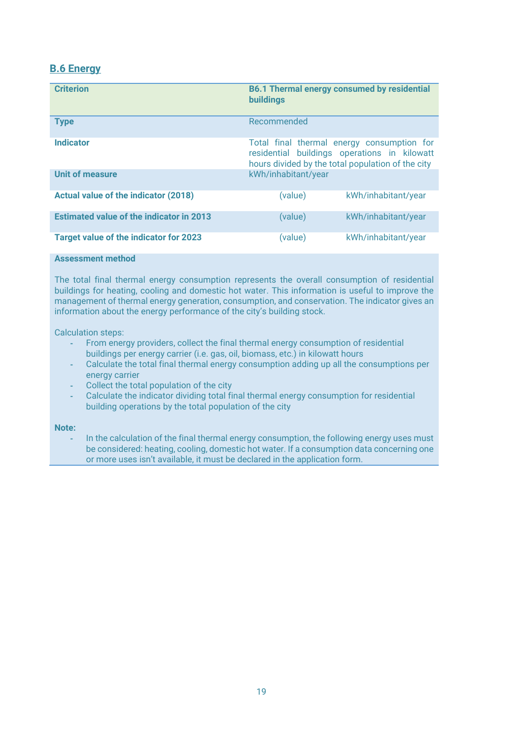## B.6 Energy

| Criterion | B6.1 Thermal energy consumed by residential buildings | |
|---|---|---|
| **Type** | Recommended | |
| **Indicator** | Total final thermal energy consumption for residential buildings operations in kilowatt hours divided by the total population of the city | |
| **Unit of measure** | kWh/inhabitant/year | |
| **Actual value of the indicator (2018)** | (value) | kWh/inhabitant/year |
| **Estimated value of the indicator in 2013** | (value) | kWh/inhabitant/year |
| **Target value of the indicator for 2023** | (value) | kWh/inhabitant/year |

**Assessment method**

The total final thermal energy consumption represents the overall consumption of residential buildings for heating, cooling and domestic hot water. This information is useful to improve the management of thermal energy generation, consumption, and conservation. The indicator gives an information about the energy performance of the city's building stock.

Calculation steps:

- From energy providers, collect the final thermal energy consumption of residential buildings per energy carrier (i.e. gas, oil, biomass, etc.) in kilowatt hours
- Calculate the total final thermal energy consumption adding up all the consumptions per energy carrier
- Collect the total population of the city
- Calculate the indicator dividing total final thermal energy consumption for residential building operations by the total population of the city

**Note:**

- In the calculation of the final thermal energy consumption, the following energy uses must be considered: heating, cooling, domestic hot water. If a consumption data concerning one or more uses isn't available, it must be declared in the application form.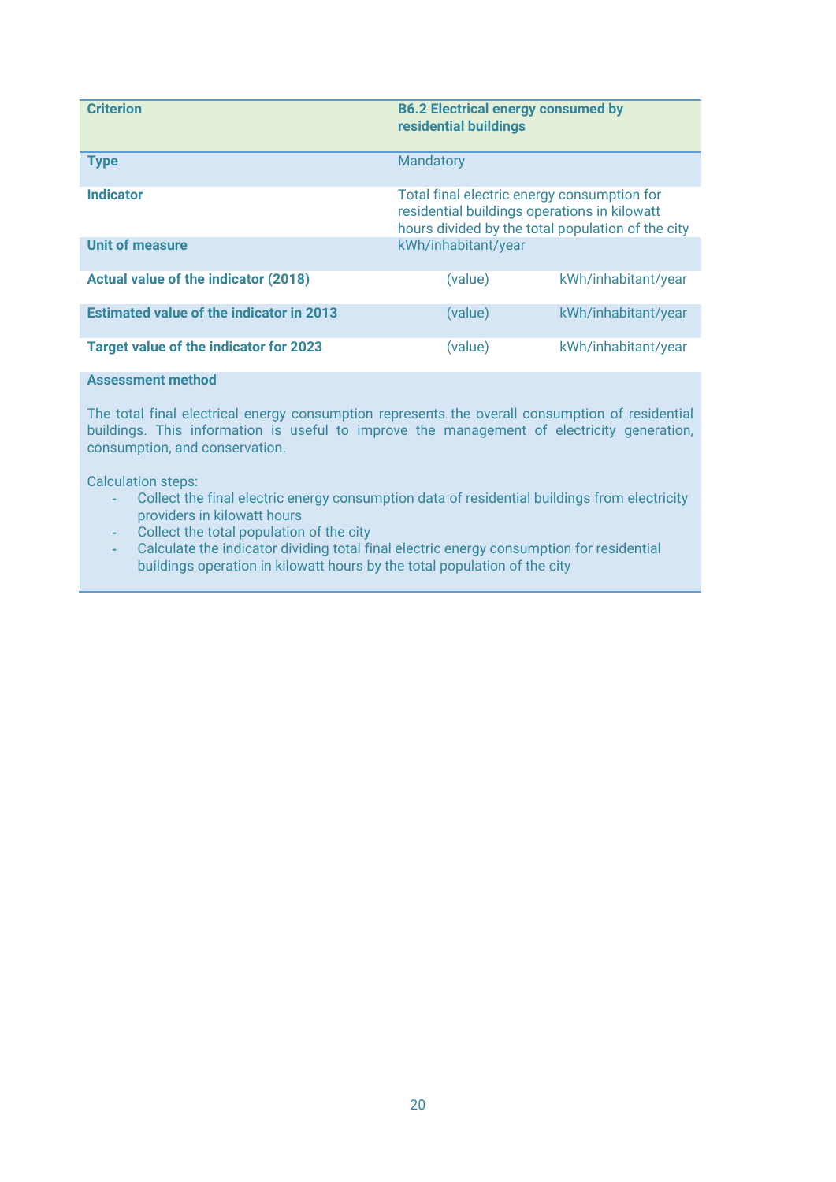| Criterion | B6.2 Electrical energy consumed by residential buildings | |
|---|---|---|
| Type | Mandatory | |
| Indicator | Total final electric energy consumption for residential buildings operations in kilowatt hours divided by the total population of the city | |
| Unit of measure | kWh/inhabitant/year | |
| Actual value of the indicator (2018) | (value) | kWh/inhabitant/year |
| Estimated value of the indicator in 2013 | (value) | kWh/inhabitant/year |
| Target value of the indicator for 2023 | (value) | kWh/inhabitant/year |

**Assessment method**

The total final electrical energy consumption represents the overall consumption of residential buildings. This information is useful to improve the management of electricity generation, consumption, and conservation.

Calculation steps:

- Collect the final electric energy consumption data of residential buildings from electricity providers in kilowatt hours
- Collect the total population of the city
- Calculate the indicator dividing total final electric energy consumption for residential buildings operation in kilowatt hours by the total population of the city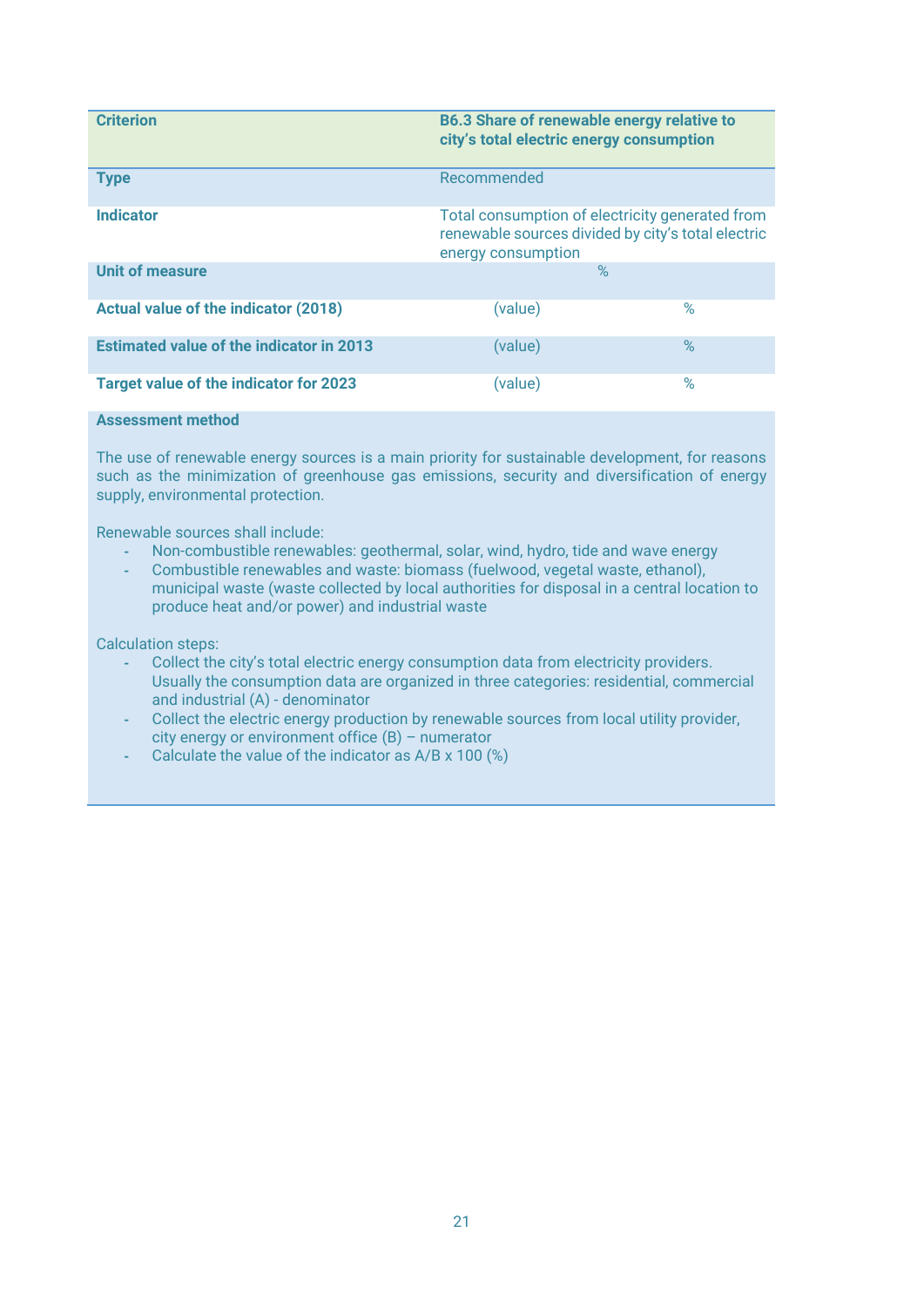| Criterion | B6.3 Share of renewable energy relative to city's total electric energy consumption | |
|---|---|---|
| Type | Recommended | |
| Indicator | Total consumption of electricity generated from renewable sources divided by city's total electric energy consumption | |
| Unit of measure | % | |
| Actual value of the indicator (2018) | (value) | % |
| Estimated value of the indicator in 2013 | (value) | % |
| Target value of the indicator for 2023 | (value) | % |

**Assessment method**

The use of renewable energy sources is a main priority for sustainable development, for reasons such as the minimization of greenhouse gas emissions, security and diversification of energy supply, environmental protection.

Renewable sources shall include:

- Non-combustible renewables: geothermal, solar, wind, hydro, tide and wave energy
- Combustible renewables and waste: biomass (fuelwood, vegetal waste, ethanol), municipal waste (waste collected by local authorities for disposal in a central location to produce heat and/or power) and industrial waste

Calculation steps:

- Collect the city's total electric energy consumption data from electricity providers. Usually the consumption data are organized in three categories: residential, commercial and industrial (A) - denominator
- Collect the electric energy production by renewable sources from local utility provider, city energy or environment office (B) – numerator
- Calculate the value of the indicator as A/B x 100 (%)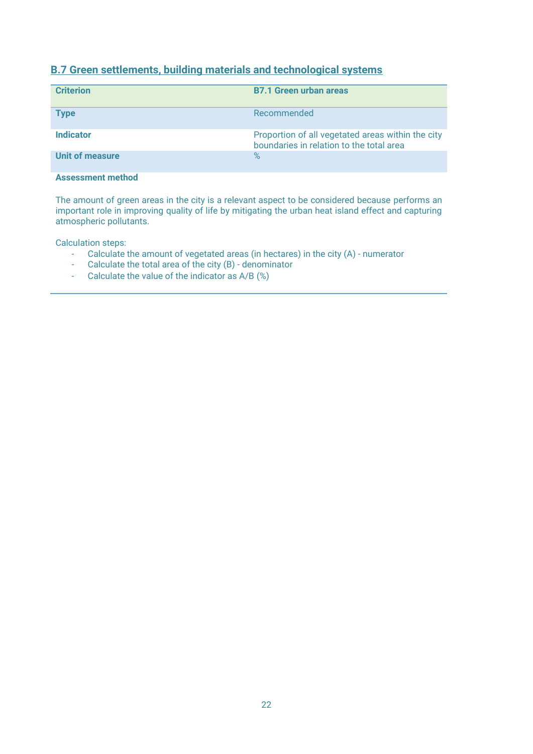## B.7 Green settlements, building materials and technological systems

| Criterion | B7.1 Green urban areas |
|---|---|
| Type | Recommended |
| Indicator | Proportion of all vegetated areas within the city boundaries in relation to the total area |
| Unit of measure | % |

**Assessment method**

The amount of green areas in the city is a relevant aspect to be considered because performs an important role in improving quality of life by mitigating the urban heat island effect and capturing atmospheric pollutants.

Calculation steps:

- Calculate the amount of vegetated areas (in hectares) in the city (A) - numerator
- Calculate the total area of the city (B) - denominator
- Calculate the value of the indicator as A/B (%)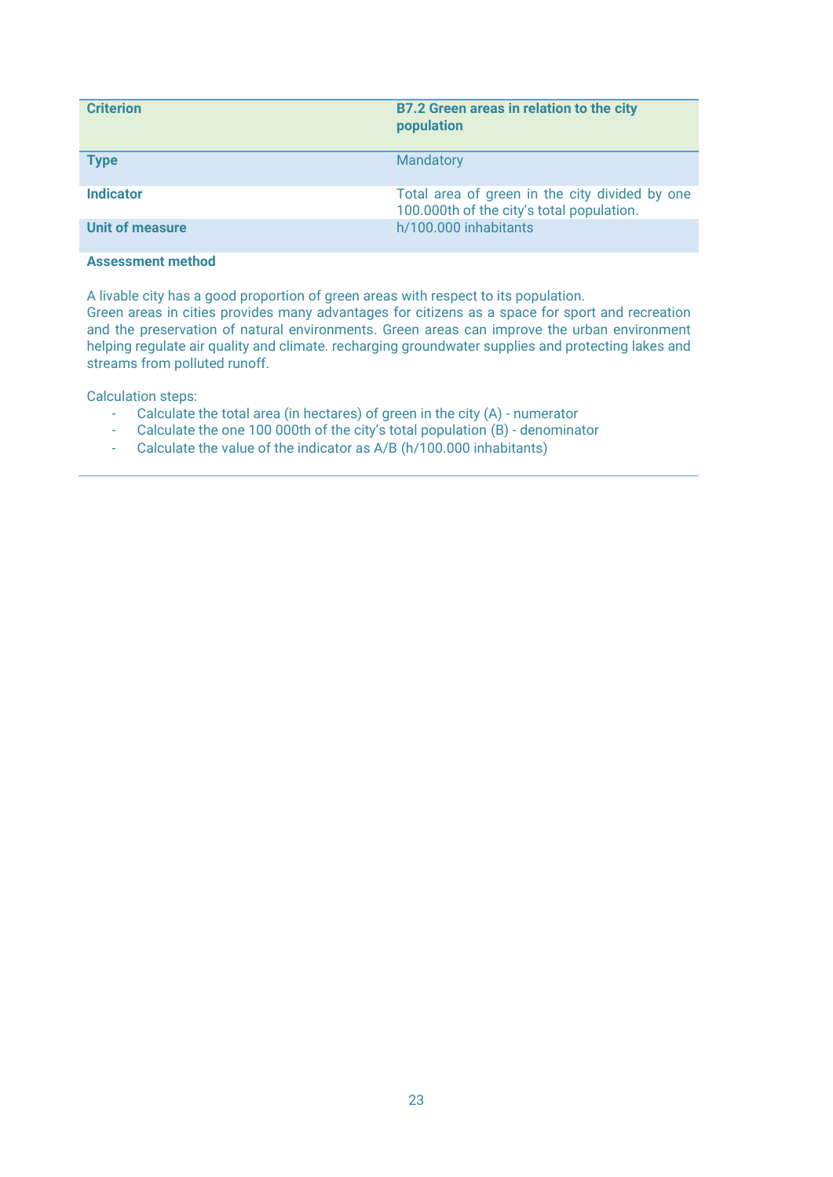| **Criterion** | **B7.2 Green areas in relation to the city population** |
|---|---|
| **Type** | Mandatory |
| **Indicator** | Total area of green in the city divided by one 100.000th of the city's total population. |
| **Unit of measure** | h/100.000 inhabitants |

**Assessment method**

A livable city has a good proportion of green areas with respect to its population.
Green areas in cities provides many advantages for citizens as a space for sport and recreation and the preservation of natural environments. Green areas can improve the urban environment helping regulate air quality and climate. recharging groundwater supplies and protecting lakes and streams from polluted runoff.

Calculation steps:

- Calculate the total area (in hectares) of green in the city (A) - numerator
- Calculate the one 100 000th of the city's total population (B) - denominator
- Calculate the value of the indicator as A/B (h/100.000 inhabitants)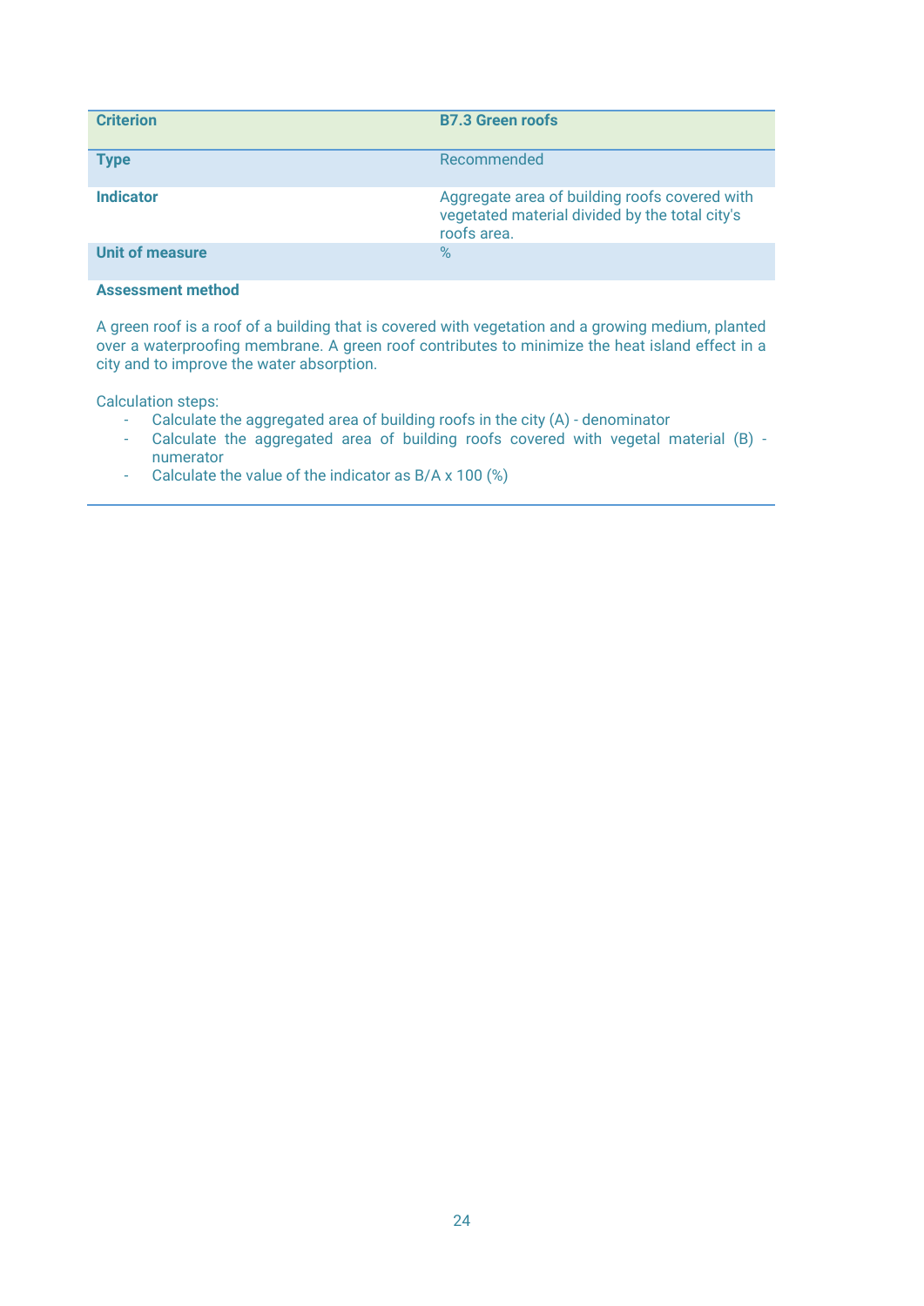| Criterion | B7.3 Green roofs |
|---|---|
| Type | Recommended |
| Indicator | Aggregate area of building roofs covered with vegetated material divided by the total city's roofs area. |
| Unit of measure | % |

**Assessment method**

A green roof is a roof of a building that is covered with vegetation and a growing medium, planted over a waterproofing membrane. A green roof contributes to minimize the heat island effect in a city and to improve the water absorption.

Calculation steps:

- Calculate the aggregated area of building roofs in the city (A) - denominator
- Calculate the aggregated area of building roofs covered with vegetal material (B) - numerator
- Calculate the value of the indicator as B/A x 100 (%)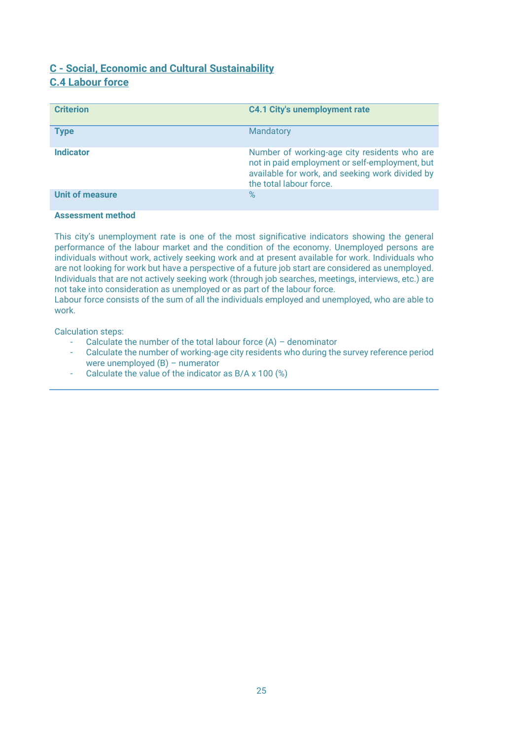## C - Social, Economic and Cultural Sustainability

### C.4 Labour force

| **Criterion** | **C4.1 City's unemployment rate** |
|---|---|
| **Type** | Mandatory |
| **Indicator** | Number of working-age city residents who are not in paid employment or self-employment, but available for work, and seeking work divided by the total labour force. |
| **Unit of measure** | % |

**Assessment method**

This city's unemployment rate is one of the most significative indicators showing the general performance of the labour market and the condition of the economy. Unemployed persons are individuals without work, actively seeking work and at present available for work. Individuals who are not looking for work but have a perspective of a future job start are considered as unemployed. Individuals that are not actively seeking work (through job searches, meetings, interviews, etc.) are not take into consideration as unemployed or as part of the labour force.
Labour force consists of the sum of all the individuals employed and unemployed, who are able to work.

Calculation steps:

- Calculate the number of the total labour force (A) – denominator
- Calculate the number of working-age city residents who during the survey reference period were unemployed (B) – numerator
- Calculate the value of the indicator as B/A x 100 (%)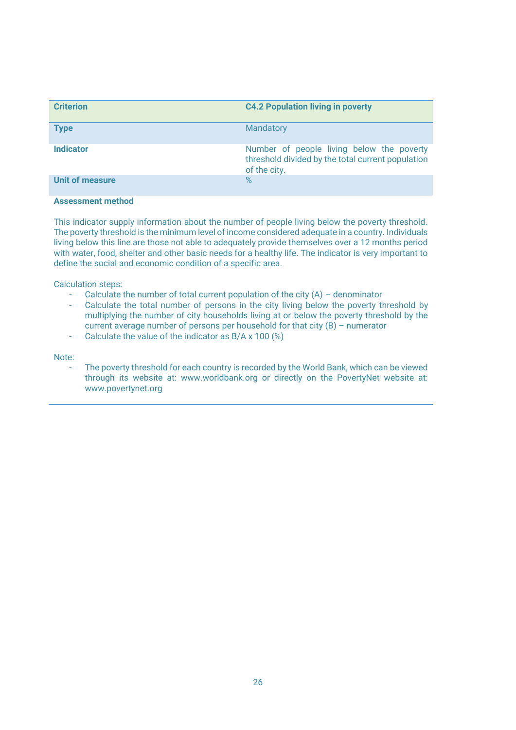| **Criterion** | **C4.2 Population living in poverty** |
| --- | --- |
| **Type** | Mandatory |
| **Indicator** | Number of people living below the poverty threshold divided by the total current population of the city. |
| **Unit of measure** | % |

**Assessment method**

This indicator supply information about the number of people living below the poverty threshold. The poverty threshold is the minimum level of income considered adequate in a country. Individuals living below this line are those not able to adequately provide themselves over a 12 months period with water, food, shelter and other basic needs for a healthy life. The indicator is very important to define the social and economic condition of a specific area.

Calculation steps:

- Calculate the number of total current population of the city (A) – denominator
- Calculate the total number of persons in the city living below the poverty threshold by multiplying the number of city households living at or below the poverty threshold by the current average number of persons per household for that city (B) – numerator
- Calculate the value of the indicator as B/A x 100 (%)

Note:

- The poverty threshold for each country is recorded by the World Bank, which can be viewed through its website at: www.worldbank.org or directly on the PovertyNet website at: www.povertynet.org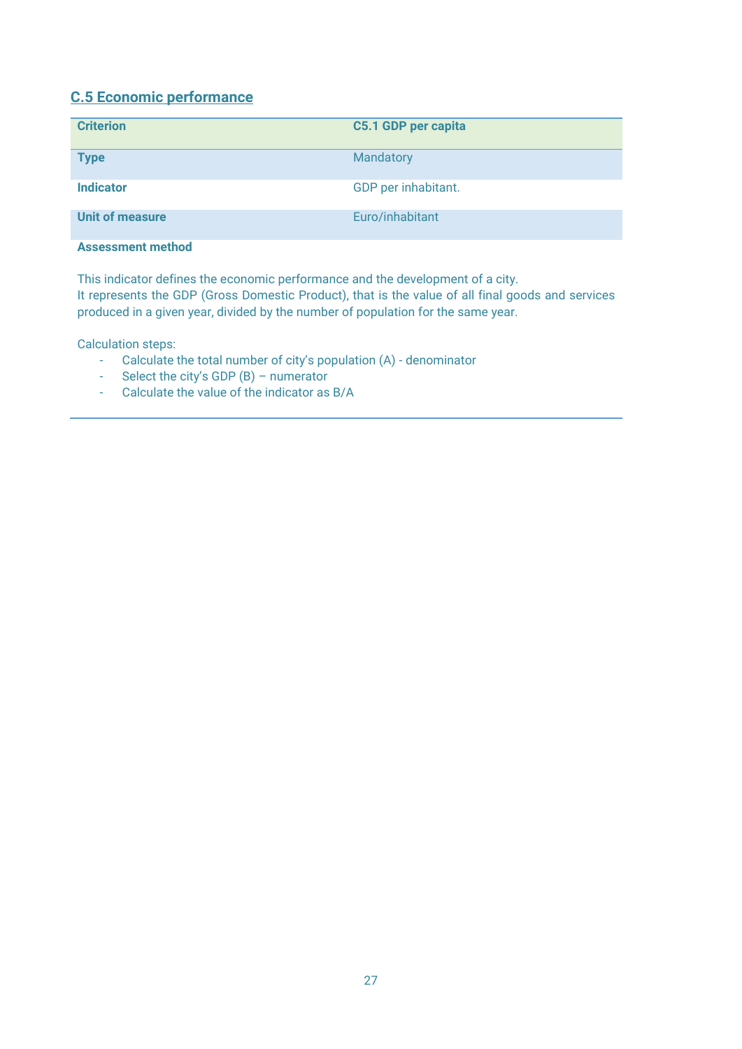## C.5 Economic performance

| Criterion | C5.1 GDP per capita |
|---|---|
| Type | Mandatory |
| Indicator | GDP per inhabitant. |
| Unit of measure | Euro/inhabitant |

**Assessment method**

This indicator defines the economic performance and the development of a city.
It represents the GDP (Gross Domestic Product), that is the value of all final goods and services produced in a given year, divided by the number of population for the same year.

Calculation steps:

- Calculate the total number of city's population (A) - denominator
- Select the city's GDP (B) – numerator
- Calculate the value of the indicator as B/A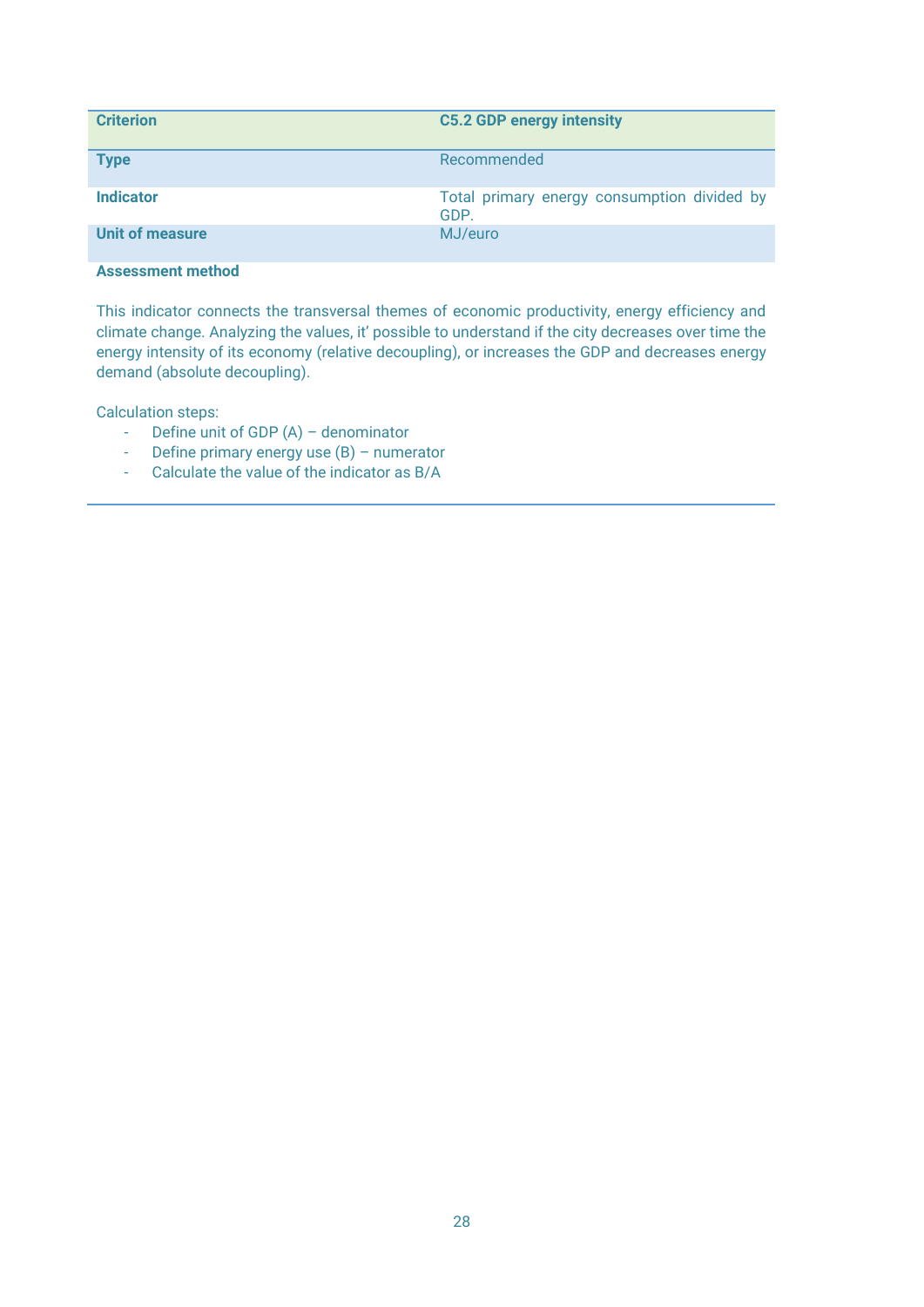| Criterion | C5.2 GDP energy intensity |
|---|---|
| Type | Recommended |
| Indicator | Total primary energy consumption divided by GDP. |
| Unit of measure | MJ/euro |

**Assessment method**

This indicator connects the transversal themes of economic productivity, energy efficiency and climate change. Analyzing the values, it' possible to understand if the city decreases over time the energy intensity of its economy (relative decoupling), or increases the GDP and decreases energy demand (absolute decoupling).

Calculation steps:

- Define unit of GDP (A) – denominator
- Define primary energy use (B) – numerator
- Calculate the value of the indicator as B/A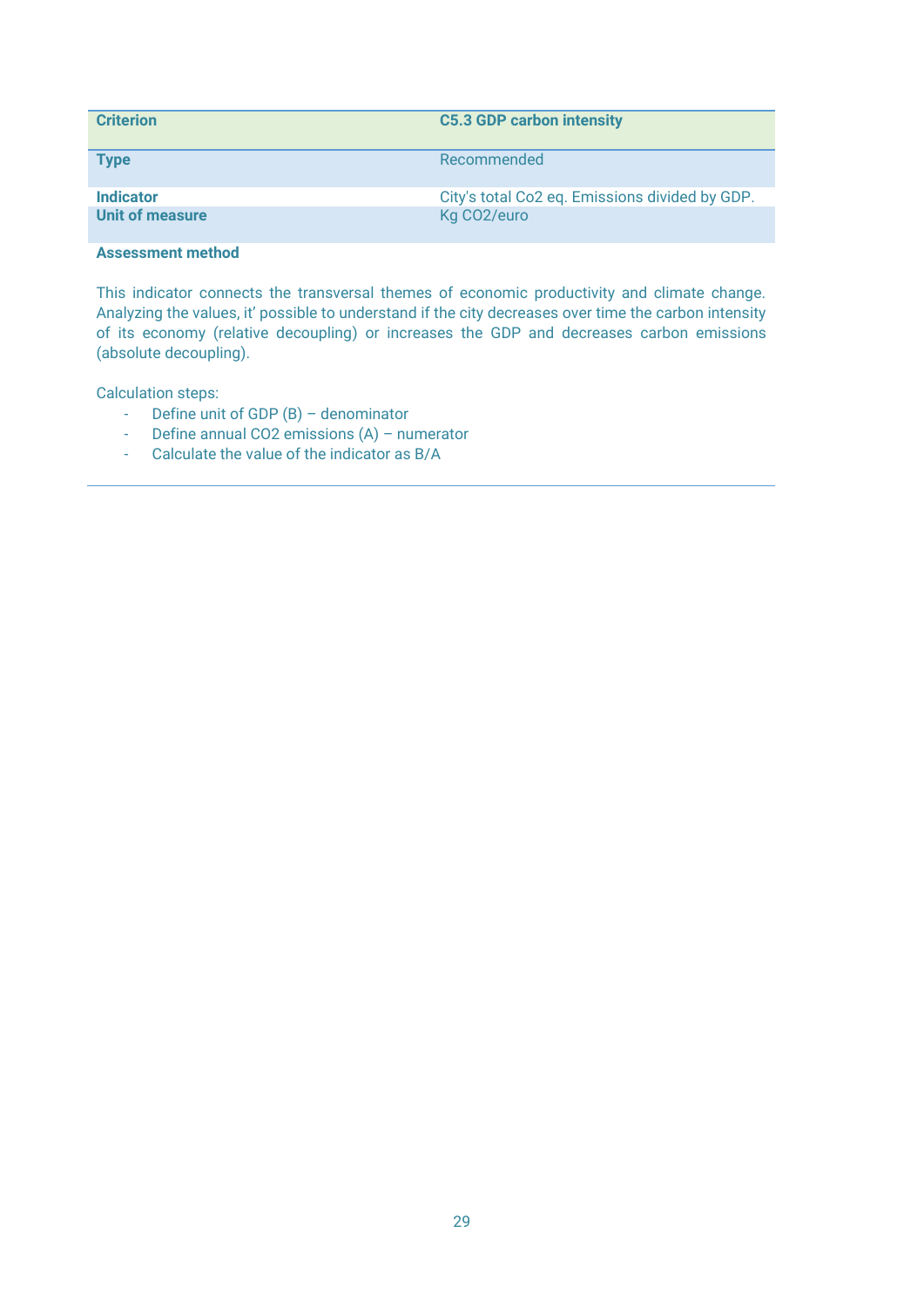| Criterion | C5.3 GDP carbon intensity |
|---|---|
| **Type** | Recommended |
| **Indicator** | City's total Co2 eq. Emissions divided by GDP. |
| **Unit of measure** | Kg CO2/euro |

**Assessment method**

This indicator connects the transversal themes of economic productivity and climate change. Analyzing the values, it' possible to understand if the city decreases over time the carbon intensity of its economy (relative decoupling) or increases the GDP and decreases carbon emissions (absolute decoupling).

Calculation steps:

- Define unit of GDP (B) – denominator
- Define annual CO2 emissions (A) – numerator
- Calculate the value of the indicator as B/A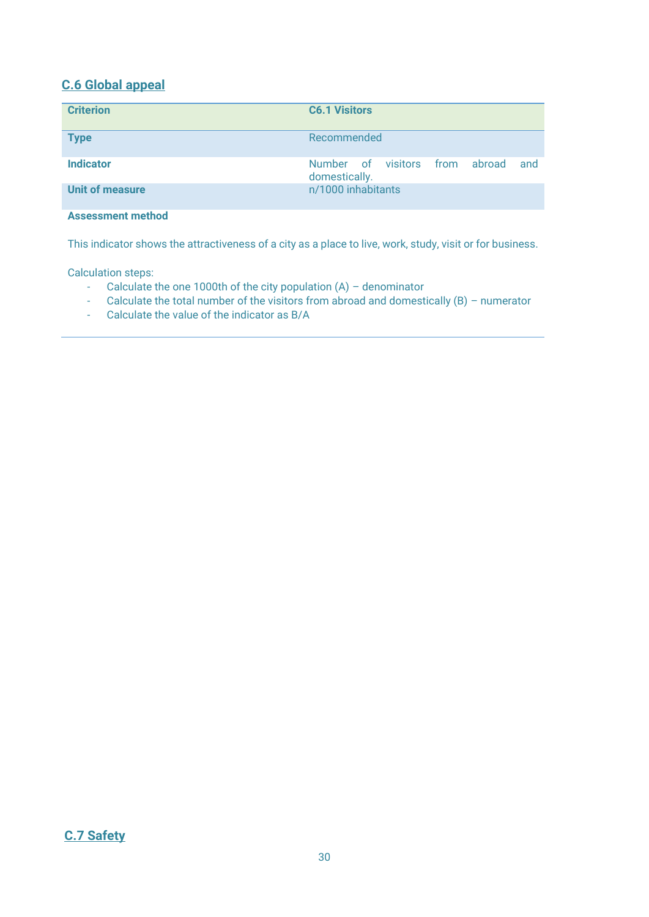## C.6 Global appeal

| Criterion | C6.1 Visitors |
|---|---|
| Type | Recommended |
| Indicator | Number of visitors from abroad and domestically. |
| Unit of measure | n/1000 inhabitants |

**Assessment method**

This indicator shows the attractiveness of a city as a place to live, work, study, visit or for business.

Calculation steps:

- Calculate the one 1000th of the city population (A) – denominator
- Calculate the total number of the visitors from abroad and domestically (B) – numerator
- Calculate the value of the indicator as B/A

## C.7 Safety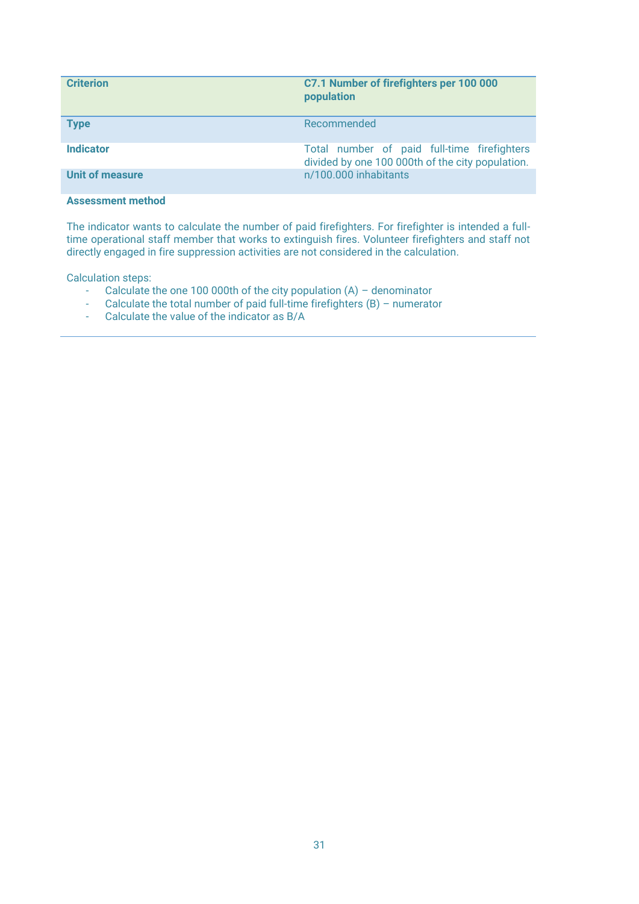| Criterion | C7.1 Number of firefighters per 100 000 population |
|---|---|
| Type | Recommended |
| Indicator | Total number of paid full-time firefighters divided by one 100 000th of the city population. |
| Unit of measure | n/100.000 inhabitants |

**Assessment method**

The indicator wants to calculate the number of paid firefighters. For firefighter is intended a full-time operational staff member that works to extinguish fires. Volunteer firefighters and staff not directly engaged in fire suppression activities are not considered in the calculation.

Calculation steps:

- Calculate the one 100 000th of the city population (A) – denominator
- Calculate the total number of paid full-time firefighters (B) – numerator
- Calculate the value of the indicator as B/A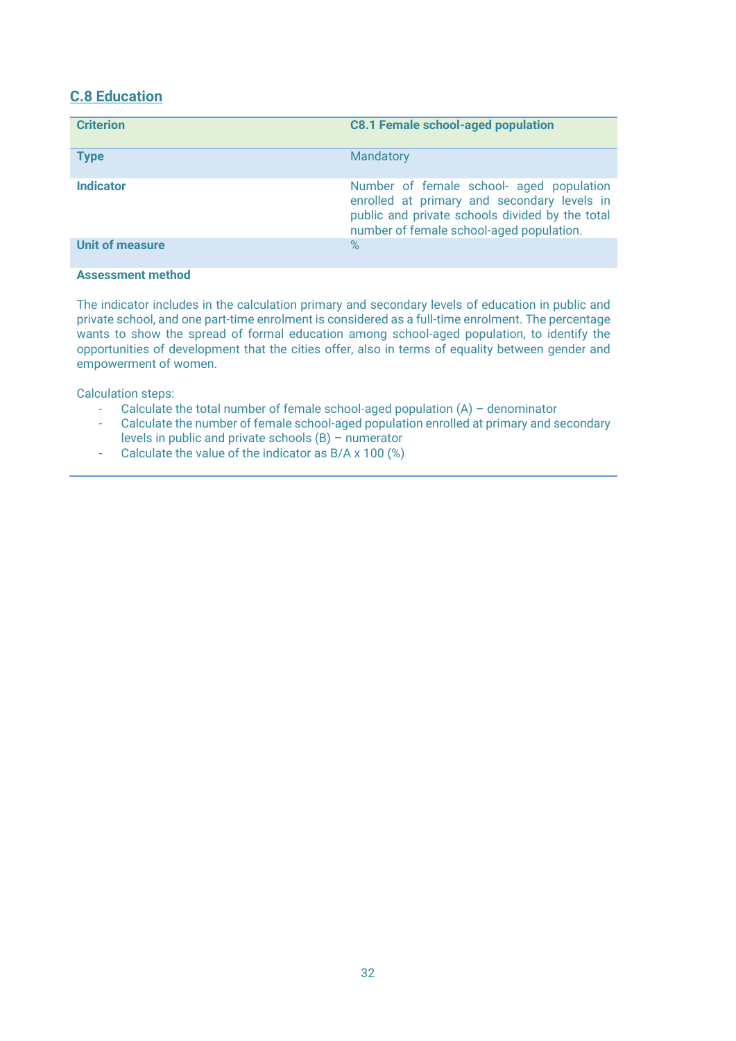## C.8 Education

| Criterion | C8.1 Female school-aged population |
|---|---|
| Type | Mandatory |
| Indicator | Number of female school- aged population enrolled at primary and secondary levels in public and private schools divided by the total number of female school-aged population. |
| Unit of measure | % |

**Assessment method**

The indicator includes in the calculation primary and secondary levels of education in public and private school, and one part-time enrolment is considered as a full-time enrolment. The percentage wants to show the spread of formal education among school-aged population, to identify the opportunities of development that the cities offer, also in terms of equality between gender and empowerment of women.

Calculation steps:

- Calculate the total number of female school-aged population (A) – denominator
- Calculate the number of female school-aged population enrolled at primary and secondary levels in public and private schools (B) – numerator
- Calculate the value of the indicator as B/A x 100 (%)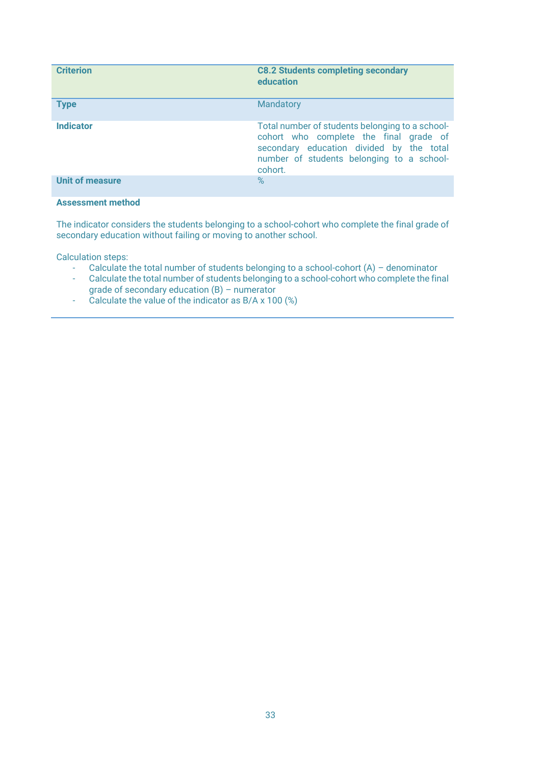| Criterion | C8.2 Students completing secondary education |
| --- | --- |
| **Type** | Mandatory |
| **Indicator** | Total number of students belonging to a school-cohort who complete the final grade of secondary education divided by the total number of students belonging to a school-cohort. |
| **Unit of measure** | % |

**Assessment method**

The indicator considers the students belonging to a school-cohort who complete the final grade of secondary education without failing or moving to another school.

Calculation steps:

- Calculate the total number of students belonging to a school-cohort (A) – denominator
- Calculate the total number of students belonging to a school-cohort who complete the final grade of secondary education (B) – numerator
- Calculate the value of the indicator as B/A x 100 (%)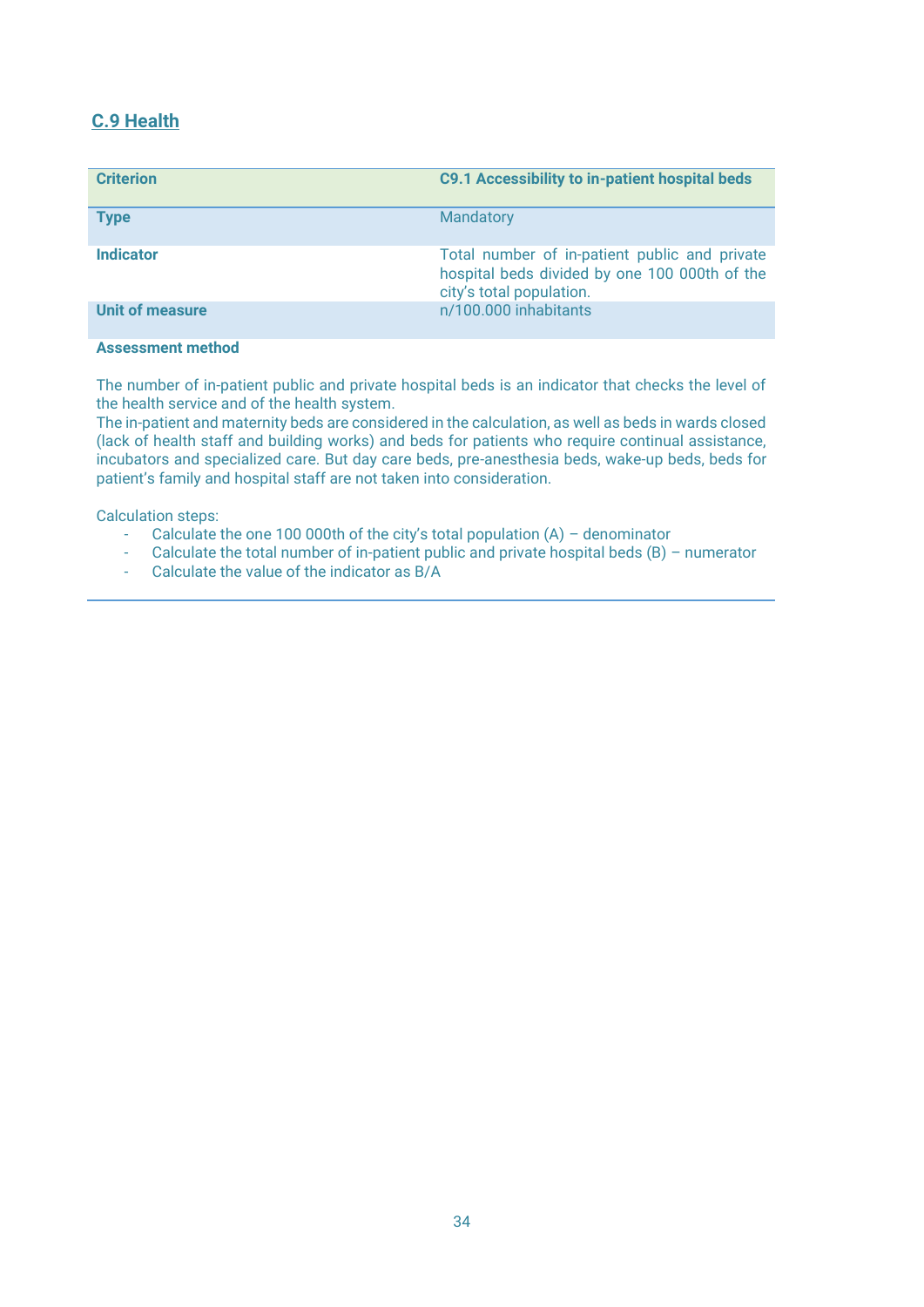## C.9 Health

| Criterion | C9.1 Accessibility to in-patient hospital beds |
| --- | --- |
| **Type** | Mandatory |
| **Indicator** | Total number of in-patient public and private hospital beds divided by one 100 000th of the city's total population. |
| **Unit of measure** | n/100.000 inhabitants |

**Assessment method**

The number of in-patient public and private hospital beds is an indicator that checks the level of the health service and of the health system.
The in-patient and maternity beds are considered in the calculation, as well as beds in wards closed (lack of health staff and building works) and beds for patients who require continual assistance, incubators and specialized care. But day care beds, pre-anesthesia beds, wake-up beds, beds for patient's family and hospital staff are not taken into consideration.

Calculation steps:

- Calculate the one 100 000th of the city's total population (A) – denominator
- Calculate the total number of in-patient public and private hospital beds (B) – numerator
- Calculate the value of the indicator as B/A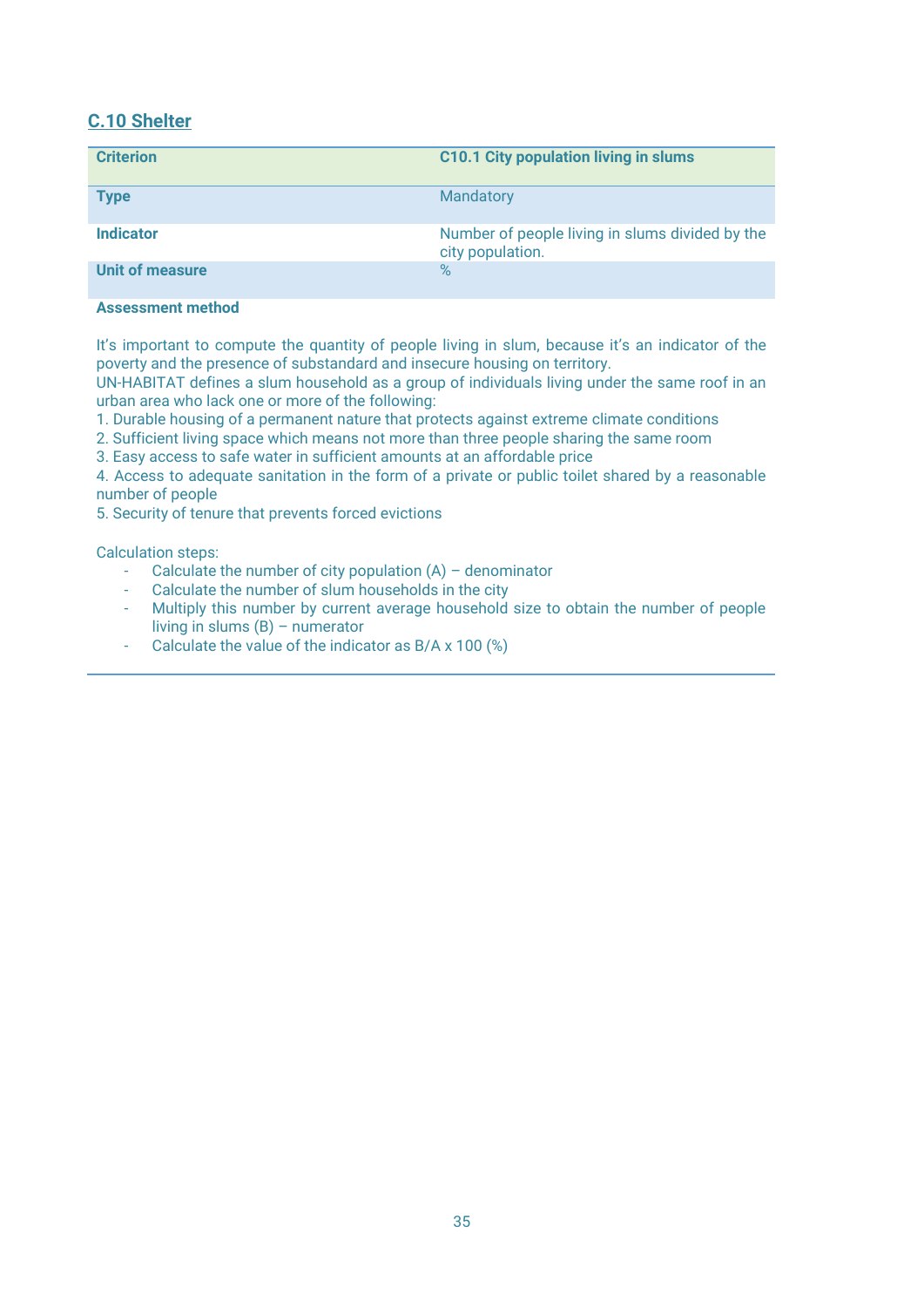## C.10 Shelter

| **Criterion** | **C10.1 City population living in slums** |
|---|---|
| **Type** | Mandatory |
| **Indicator** | Number of people living in slums divided by the city population. |
| **Unit of measure** | % |

**Assessment method**

It's important to compute the quantity of people living in slum, because it's an indicator of the poverty and the presence of substandard and insecure housing on territory.
UN-HABITAT defines a slum household as a group of individuals living under the same roof in an urban area who lack one or more of the following:
1. Durable housing of a permanent nature that protects against extreme climate conditions
2. Sufficient living space which means not more than three people sharing the same room
3. Easy access to safe water in sufficient amounts at an affordable price
4. Access to adequate sanitation in the form of a private or public toilet shared by a reasonable number of people
5. Security of tenure that prevents forced evictions

Calculation steps:
- Calculate the number of city population (A) – denominator
- Calculate the number of slum households in the city
- Multiply this number by current average household size to obtain the number of people living in slums (B) – numerator
- Calculate the value of the indicator as B/A x 100 (%)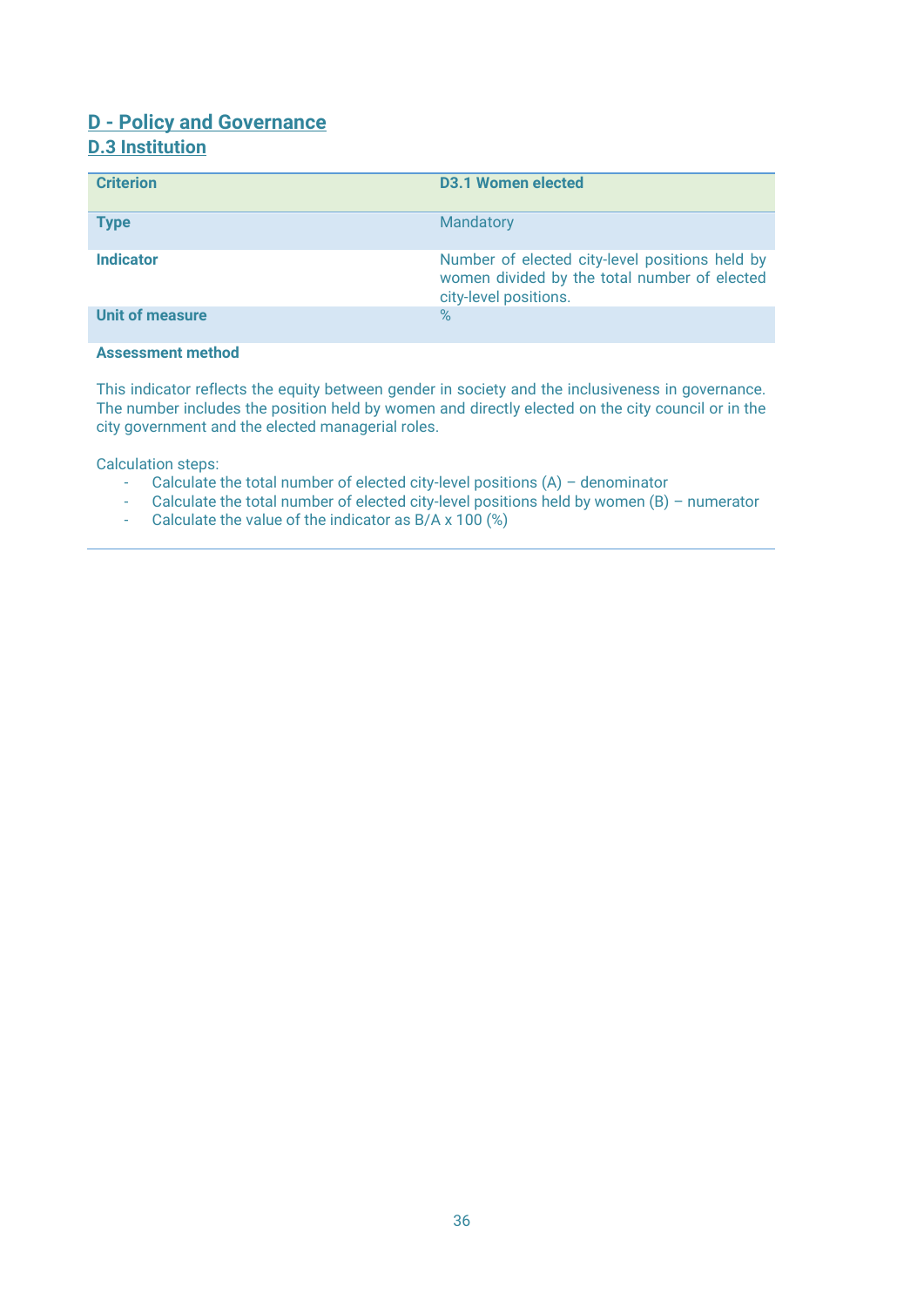## D - Policy and Governance

### D.3 Institution

| **Criterion** | **D3.1 Women elected** |
|---|---|
| **Type** | Mandatory |
| **Indicator** | Number of elected city-level positions held by women divided by the total number of elected city-level positions. |
| **Unit of measure** | % |

**Assessment method**

This indicator reflects the equity between gender in society and the inclusiveness in governance. The number includes the position held by women and directly elected on the city council or in the city government and the elected managerial roles.

Calculation steps:

- Calculate the total number of elected city-level positions (A) – denominator
- Calculate the total number of elected city-level positions held by women (B) – numerator
- Calculate the value of the indicator as B/A x 100 (%)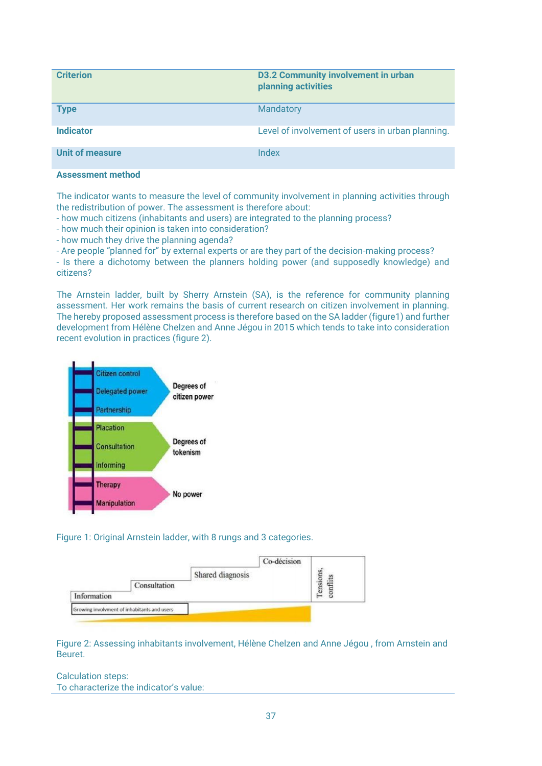| Criterion | D3.2 Community involvement in urban planning activities |
| --- | --- |
| Type | Mandatory |
| Indicator | Level of involvement of users in urban planning. |
| Unit of measure | Index |

**Assessment method**

The indicator wants to measure the level of community involvement in planning activities through the redistribution of power. The assessment is therefore about:
- how much citizens (inhabitants and users) are integrated to the planning process?
- how much their opinion is taken into consideration?
- how much they drive the planning agenda?
- Are people "planned for" by external experts or are they part of the decision-making process?
- Is there a dichotomy between the planners holding power (and supposedly knowledge) and citizens?

The Arnstein ladder, built by Sherry Arnstein (SA), is the reference for community planning assessment. Her work remains the basis of current research on citizen involvement in planning. The hereby proposed assessment process is therefore based on the SA ladder (figure1) and further development from Hélène Chelzen and Anne Jégou in 2015 which tends to take into consideration recent evolution in practices (figure 2).

Citizen control
Delegated power
Partnership
Degrees of citizen power
Placation
Consultation
Informing
Degrees of tokenism
Therapy
Manipulation
No power

Figure 1: Original Arnstein ladder, with 8 rungs and 3 categories.

Information
Consultation
Shared diagnosis
Co-décision
Tensions, conflits
Growing involvment of inhabitants and users

Figure 2: Assessing inhabitants involvement, Hélène Chelzen and Anne Jégou , from Arnstein and Beuret.

Calculation steps:
To characterize the indicator's value: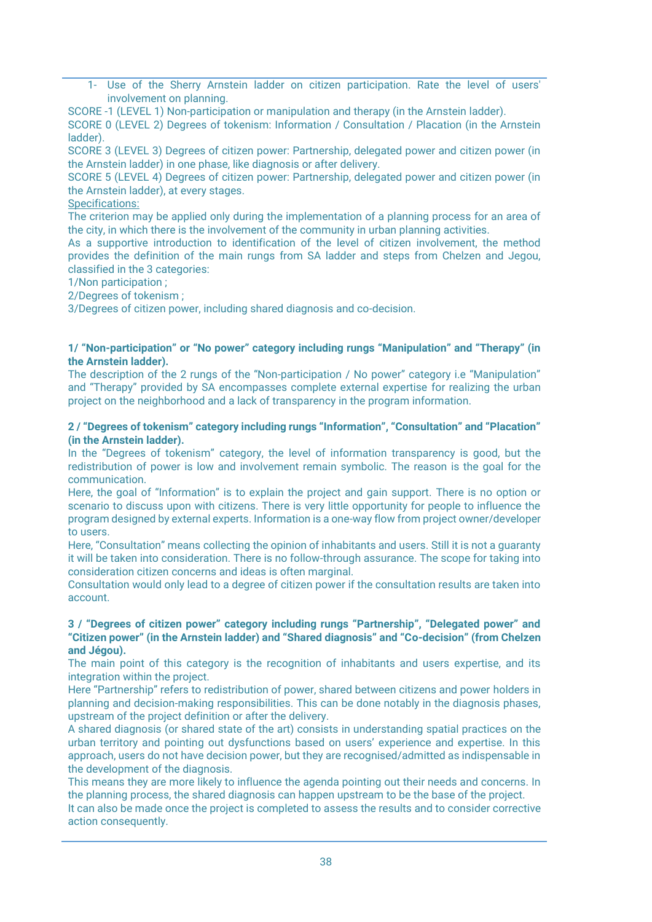1- Use of the Sherry Arnstein ladder on citizen participation. Rate the level of users' involvement on planning.

SCORE -1 (LEVEL 1) Non-participation or manipulation and therapy (in the Arnstein ladder).

SCORE 0 (LEVEL 2) Degrees of tokenism: Information / Consultation / Placation (in the Arnstein ladder).

SCORE 3 (LEVEL 3) Degrees of citizen power: Partnership, delegated power and citizen power (in the Arnstein ladder) in one phase, like diagnosis or after delivery.

SCORE 5 (LEVEL 4) Degrees of citizen power: Partnership, delegated power and citizen power (in the Arnstein ladder), at every stages.

Specifications:

The criterion may be applied only during the implementation of a planning process for an area of the city, in which there is the involvement of the community in urban planning activities.

As a supportive introduction to identification of the level of citizen involvement, the method provides the definition of the main rungs from SA ladder and steps from Chelzen and Jegou, classified in the 3 categories:

1/Non participation ;

2/Degrees of tokenism ;

3/Degrees of citizen power, including shared diagnosis and co-decision.

**1/ "Non-participation" or "No power" category including rungs "Manipulation" and "Therapy" (in the Arnstein ladder).**

The description of the 2 rungs of the "Non-participation / No power" category i.e "Manipulation" and "Therapy" provided by SA encompasses complete external expertise for realizing the urban project on the neighborhood and a lack of transparency in the program information.

**2 / "Degrees of tokenism" category including rungs "Information", "Consultation" and "Placation" (in the Arnstein ladder).**

In the "Degrees of tokenism" category, the level of information transparency is good, but the redistribution of power is low and involvement remain symbolic. The reason is the goal for the communication.

Here, the goal of "Information" is to explain the project and gain support. There is no option or scenario to discuss upon with citizens. There is very little opportunity for people to influence the program designed by external experts. Information is a one-way flow from project owner/developer to users.

Here, "Consultation" means collecting the opinion of inhabitants and users. Still it is not a guaranty it will be taken into consideration. There is no follow-through assurance. The scope for taking into consideration citizen concerns and ideas is often marginal.

Consultation would only lead to a degree of citizen power if the consultation results are taken into account.

**3 / "Degrees of citizen power" category including rungs "Partnership", "Delegated power" and "Citizen power" (in the Arnstein ladder) and "Shared diagnosis" and "Co-decision" (from Chelzen and Jégou).**

The main point of this category is the recognition of inhabitants and users expertise, and its integration within the project.

Here "Partnership" refers to redistribution of power, shared between citizens and power holders in planning and decision-making responsibilities. This can be done notably in the diagnosis phases, upstream of the project definition or after the delivery.

A shared diagnosis (or shared state of the art) consists in understanding spatial practices on the urban territory and pointing out dysfunctions based on users' experience and expertise. In this approach, users do not have decision power, but they are recognised/admitted as indispensable in the development of the diagnosis.

This means they are more likely to influence the agenda pointing out their needs and concerns. In the planning process, the shared diagnosis can happen upstream to be the base of the project.

It can also be made once the project is completed to assess the results and to consider corrective action consequently.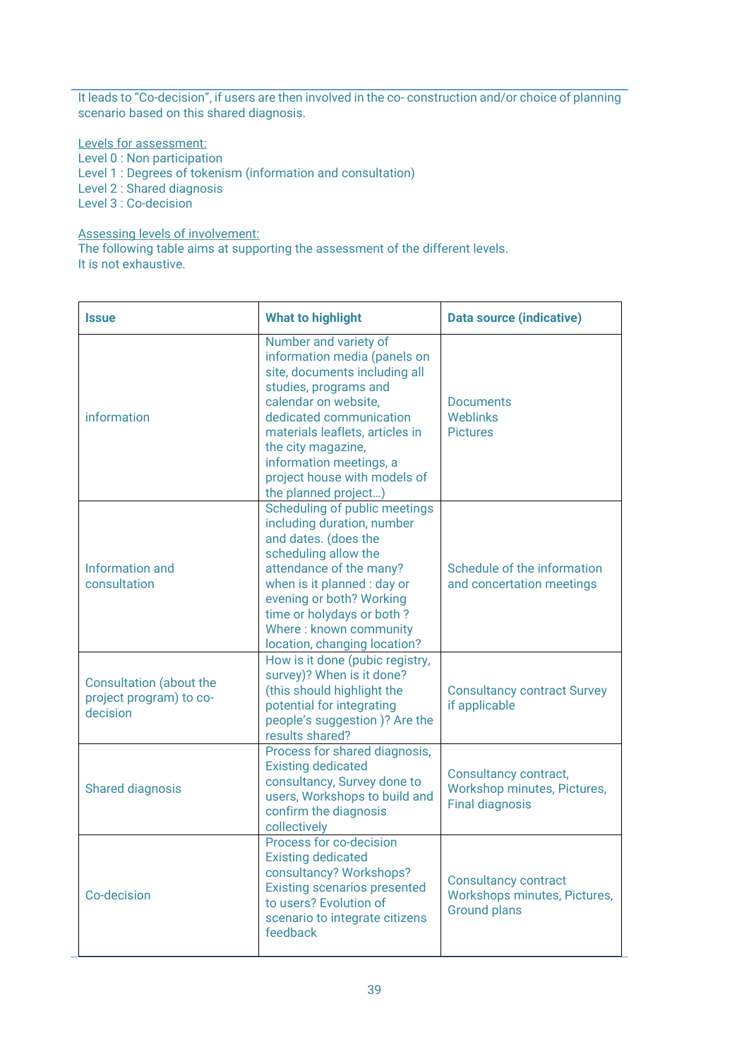It leads to “Co-decision”, if users are then involved in the co- construction and/or choice of planning scenario based on this shared diagnosis.

Levels for assessment:
Level 0 : Non participation
Level 1 : Degrees of tokenism (information and consultation)
Level 2 : Shared diagnosis
Level 3 : Co-decision

Assessing levels of involvement:
The following table aims at supporting the assessment of the different levels.
It is not exhaustive.

| Issue | What to highlight | Data source (indicative) |
|---|---|---|
| information | Number and variety of information media (panels on site, documents including all studies, programs and calendar on website, dedicated communication materials leaflets, articles in the city magazine, information meetings, a project house with models of the planned project…) | Documents<br>Weblinks<br>Pictures |
| Information and consultation | Scheduling of public meetings including duration, number and dates. (does the scheduling allow the attendance of the many? when is it planned : day or evening or both? Working time or holydays or both ? Where : known community location, changing location? | Schedule of the information and concertation meetings |
| Consultation (about the project program) to co-decision | How is it done (pubic registry, survey)? When is it done? (this should highlight the potential for integrating people’s suggestion )? Are the results shared? | Consultancy contract Survey if applicable |
| Shared diagnosis | Process for shared diagnosis, Existing dedicated consultancy, Survey done to users, Workshops to build and confirm the diagnosis collectively | Consultancy contract, Workshop minutes, Pictures, Final diagnosis |
| Co-decision | Process for co-decision Existing dedicated consultancy? Workshops? Existing scenarios presented to users? Evolution of scenario to integrate citizens feedback | Consultancy contract Workshops minutes, Pictures, Ground plans |